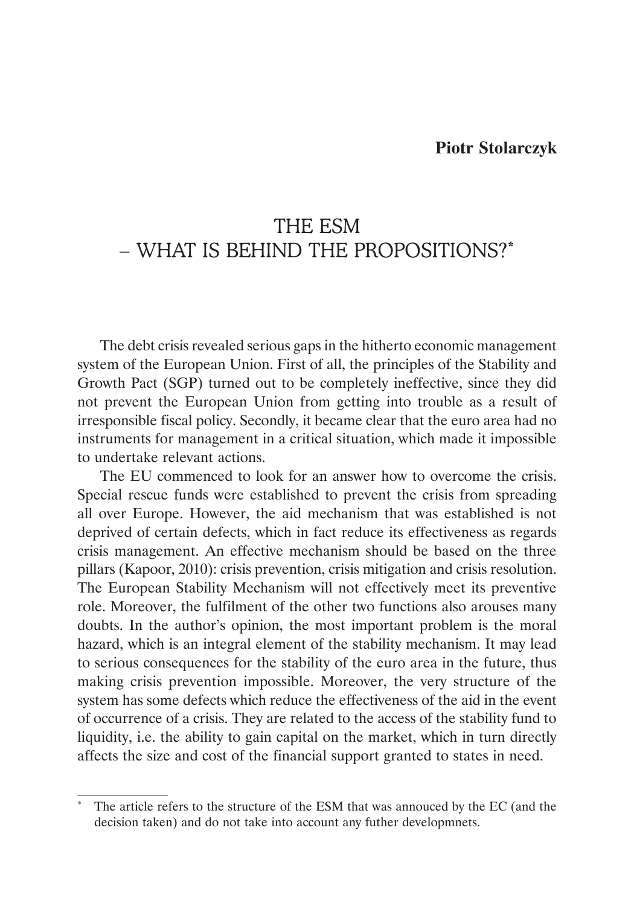**Piotr Stolarczyk**

# THE ESM – WHAT IS BEHIND THE PROPOSITIONS?*

The debt crisis revealed serious gaps in the hitherto economic management system of the European Union. First of all, the principles of the Stability and Growth Pact (SGP) turned out to be completely ineffective, since they did not prevent the European Union from getting into trouble as a result of irresponsible fiscal policy. Secondly, it became clear that the euro area had no instruments for management in a critical situation, which made it impossible to undertake relevant actions.

The EU commenced to look for an answer how to overcome the crisis. Special rescue funds were established to prevent the crisis from spreading all over Europe. However, the aid mechanism that was established is not deprived of certain defects, which in fact reduce its effectiveness as regards crisis management. An effective mechanism should be based on the three pillars (Kapoor, 2010): crisis prevention, crisis mitigation and crisis resolution. The European Stability Mechanism will not effectively meet its preventive role. Moreover, the fulfilment of the other two functions also arouses many doubts. In the author's opinion, the most important problem is the moral hazard, which is an integral element of the stability mechanism. It may lead to serious consequences for the stability of the euro area in the future, thus making crisis prevention impossible. Moreover, the very structure of the system has some defects which reduce the effectiveness of the aid in the event of occurrence of a crisis. They are related to the access of the stability fund to liquidity, i.e. the ability to gain capital on the market, which in turn directly affects the size and cost of the financial support granted to states in need.

---

\* The article refers to the structure of the ESM that was annouced by the EC (and the decision taken) and do not take into account any futher developmnets.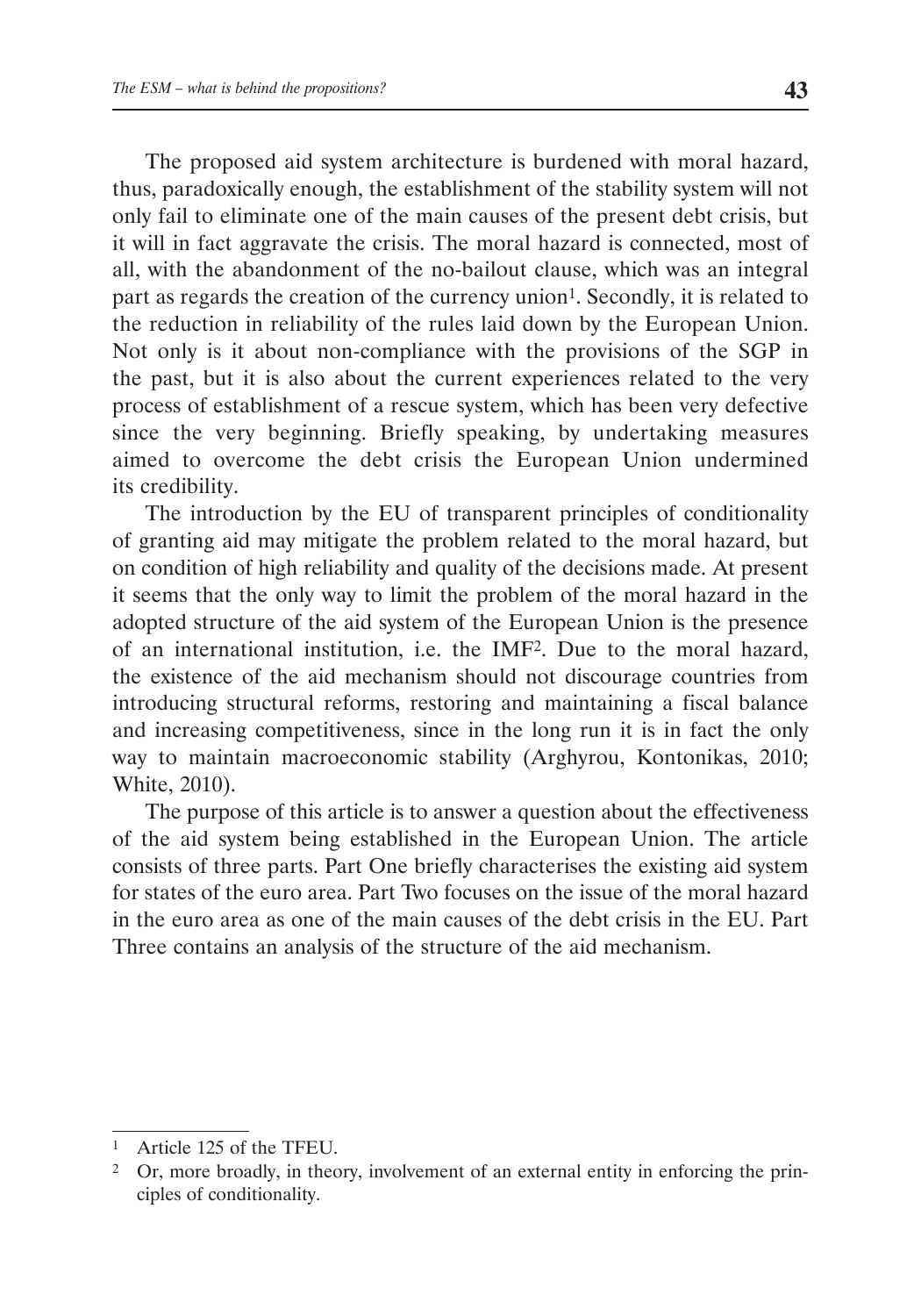The proposed aid system architecture is burdened with moral hazard, thus, paradoxically enough, the establishment of the stability system will not only fail to eliminate one of the main causes of the present debt crisis, but it will in fact aggravate the crisis. The moral hazard is connected, most of all, with the abandonment of the no-bailout clause, which was an integral part as regards the creation of the currency union[1]. Secondly, it is related to the reduction in reliability of the rules laid down by the European Union. Not only is it about non-compliance with the provisions of the SGP in the past, but it is also about the current experiences related to the very process of establishment of a rescue system, which has been very defective since the very beginning. Briefly speaking, by undertaking measures aimed to overcome the debt crisis the European Union undermined its credibility.

The introduction by the EU of transparent principles of conditionality of granting aid may mitigate the problem related to the moral hazard, but on condition of high reliability and quality of the decisions made. At present it seems that the only way to limit the problem of the moral hazard in the adopted structure of the aid system of the European Union is the presence of an international institution, i.e. the IMF[2]. Due to the moral hazard, the existence of the aid mechanism should not discourage countries from introducing structural reforms, restoring and maintaining a fiscal balance and increasing competitiveness, since in the long run it is in fact the only way to maintain macroeconomic stability (Arghyrou, Kontonikas, 2010; White, 2010).

The purpose of this article is to answer a question about the effectiveness of the aid system being established in the European Union. The article consists of three parts. Part One briefly characterises the existing aid system for states of the euro area. Part Two focuses on the issue of the moral hazard in the euro area as one of the main causes of the debt crisis in the EU. Part Three contains an analysis of the structure of the aid mechanism.

---

[1] Article 125 of the TFEU.

[2] Or, more broadly, in theory, involvement of an external entity in enforcing the principles of conditionality.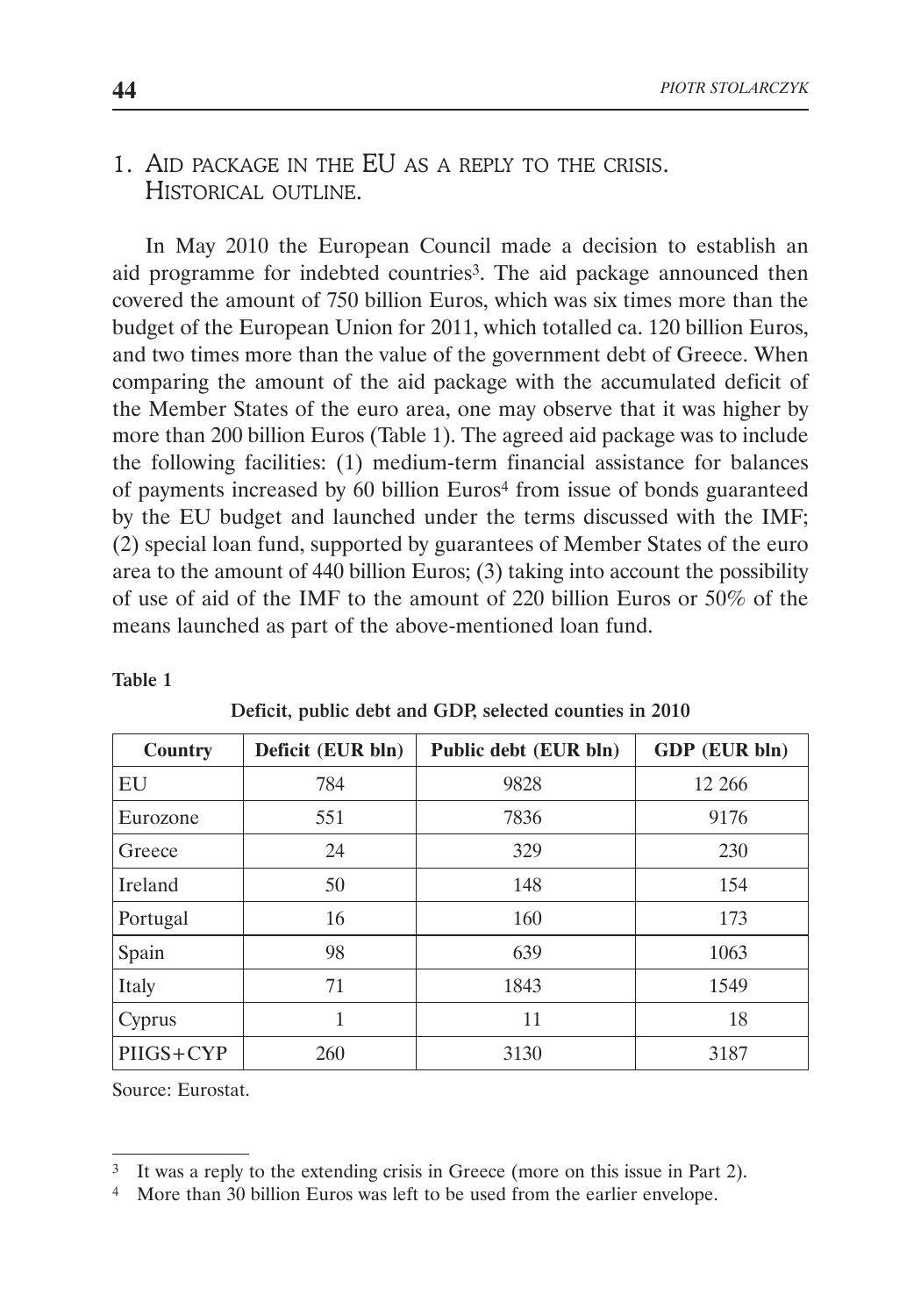## 1. Aid package in the EU as a reply to the crisis. Historical outline.

In May 2010 the European Council made a decision to establish an aid programme for indebted countries[3]. The aid package announced then covered the amount of 750 billion Euros, which was six times more than the budget of the European Union for 2011, which totalled ca. 120 billion Euros, and two times more than the value of the government debt of Greece. When comparing the amount of the aid package with the accumulated deficit of the Member States of the euro area, one may observe that it was higher by more than 200 billion Euros (Table 1). The agreed aid package was to include the following facilities: (1) medium-term financial assistance for balances of payments increased by 60 billion Euros[4] from issue of bonds guaranteed by the EU budget and launched under the terms discussed with the IMF; (2) special loan fund, supported by guarantees of Member States of the euro area to the amount of 440 billion Euros; (3) taking into account the possibility of use of aid of the IMF to the amount of 220 billion Euros or 50% of the means launched as part of the above-mentioned loan fund.

**Table 1**

**Deficit, public debt and GDP, selected counties in 2010**

| Country | Deficit (EUR bln) | Public debt (EUR bln) | GDP (EUR bln) |
|---|---|---|---|
| EU | 784 | 9828 | 12 266 |
| Eurozone | 551 | 7836 | 9176 |
| Greece | 24 | 329 | 230 |
| Ireland | 50 | 148 | 154 |
| Portugal | 16 | 160 | 173 |
| Spain | 98 | 639 | 1063 |
| Italy | 71 | 1843 | 1549 |
| Cyprus | 1 | 11 | 18 |
| PIIGS+CYP | 260 | 3130 | 3187 |

Source: Eurostat.

---

[3] It was a reply to the extending crisis in Greece (more on this issue in Part 2).

[4] More than 30 billion Euros was left to be used from the earlier envelope.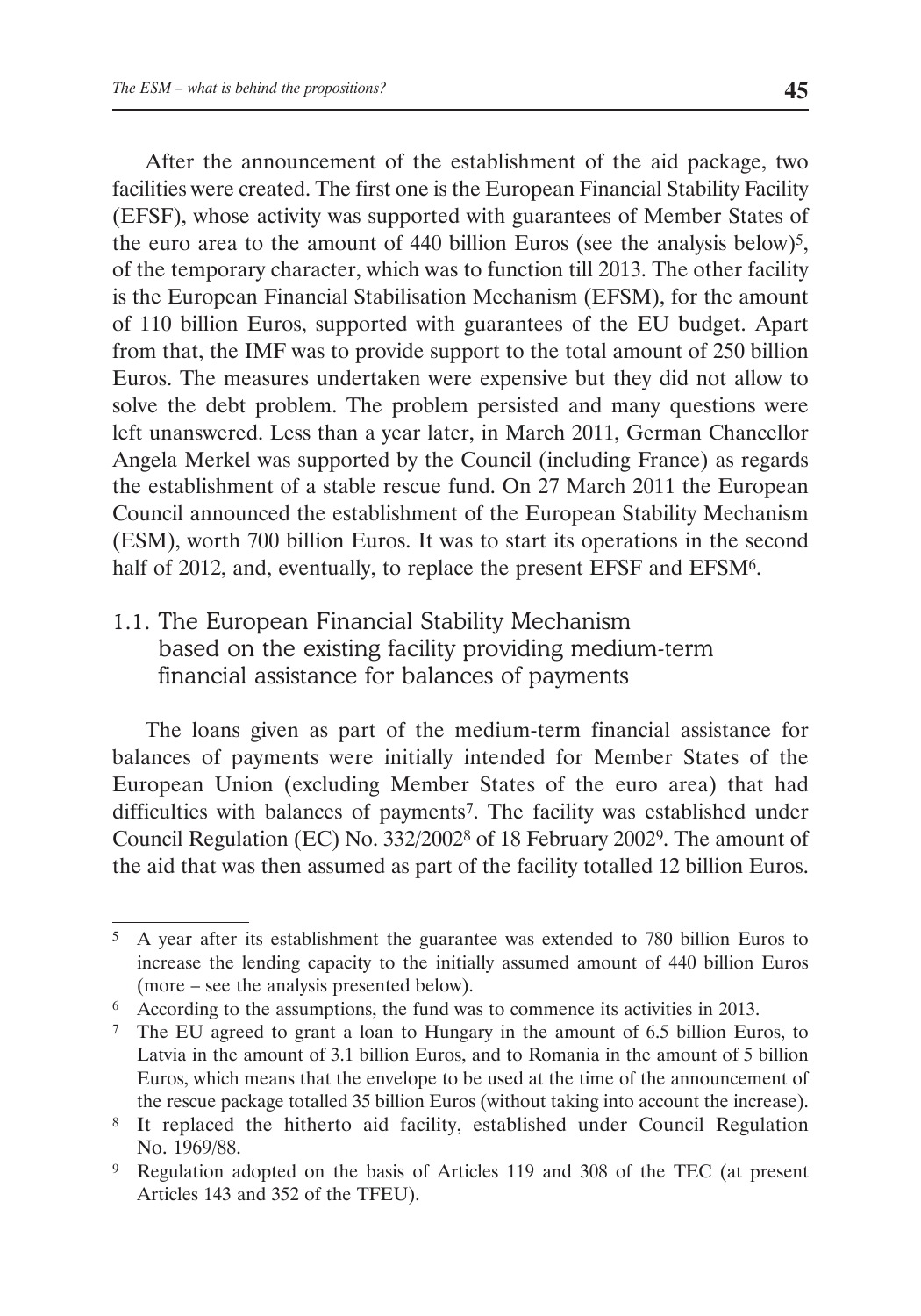After the announcement of the establishment of the aid package, two facilities were created. The first one is the European Financial Stability Facility (EFSF), whose activity was supported with guarantees of Member States of the euro area to the amount of 440 billion Euros (see the analysis below)[5], of the temporary character, which was to function till 2013. The other facility is the European Financial Stabilisation Mechanism (EFSM), for the amount of 110 billion Euros, supported with guarantees of the EU budget. Apart from that, the IMF was to provide support to the total amount of 250 billion Euros. The measures undertaken were expensive but they did not allow to solve the debt problem. The problem persisted and many questions were left unanswered. Less than a year later, in March 2011, German Chancellor Angela Merkel was supported by the Council (including France) as regards the establishment of a stable rescue fund. On 27 March 2011 the European Council announced the establishment of the European Stability Mechanism (ESM), worth 700 billion Euros. It was to start its operations in the second half of 2012, and, eventually, to replace the present EFSF and EFSM[6].

## 1.1. The European Financial Stability Mechanism based on the existing facility providing medium-term financial assistance for balances of payments

The loans given as part of the medium-term financial assistance for balances of payments were initially intended for Member States of the European Union (excluding Member States of the euro area) that had difficulties with balances of payments[7]. The facility was established under Council Regulation (EC) No. 332/2002[8] of 18 February 2002[9]. The amount of the aid that was then assumed as part of the facility totalled 12 billion Euros.

---

[5] A year after its establishment the guarantee was extended to 780 billion Euros to increase the lending capacity to the initially assumed amount of 440 billion Euros (more – see the analysis presented below).

[6] According to the assumptions, the fund was to commence its activities in 2013.

[7] The EU agreed to grant a loan to Hungary in the amount of 6.5 billion Euros, to Latvia in the amount of 3.1 billion Euros, and to Romania in the amount of 5 billion Euros, which means that the envelope to be used at the time of the announcement of the rescue package totalled 35 billion Euros (without taking into account the increase).

[8] It replaced the hitherto aid facility, established under Council Regulation No. 1969/88.

[9] Regulation adopted on the basis of Articles 119 and 308 of the TEC (at present Articles 143 and 352 of the TFEU).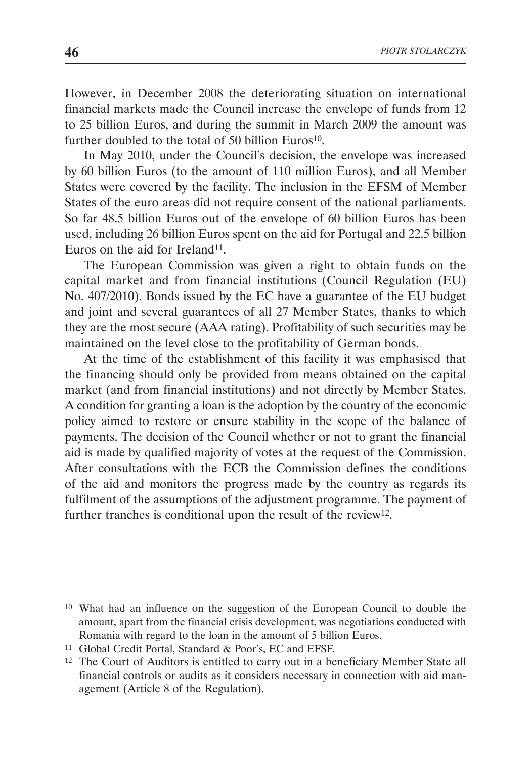However, in December 2008 the deteriorating situation on international financial markets made the Council increase the envelope of funds from 12 to 25 billion Euros, and during the summit in March 2009 the amount was further doubled to the total of 50 billion Euros[10].

In May 2010, under the Council's decision, the envelope was increased by 60 billion Euros (to the amount of 110 million Euros), and all Member States were covered by the facility. The inclusion in the EFSM of Member States of the euro areas did not require consent of the national parliaments. So far 48.5 billion Euros out of the envelope of 60 billion Euros has been used, including 26 billion Euros spent on the aid for Portugal and 22.5 billion Euros on the aid for Ireland[11].

The European Commission was given a right to obtain funds on the capital market and from financial institutions (Council Regulation (EU) No. 407/2010). Bonds issued by the EC have a guarantee of the EU budget and joint and several guarantees of all 27 Member States, thanks to which they are the most secure (AAA rating). Profitability of such securities may be maintained on the level close to the profitability of German bonds.

At the time of the establishment of this facility it was emphasised that the financing should only be provided from means obtained on the capital market (and from financial institutions) and not directly by Member States. A condition for granting a loan is the adoption by the country of the economic policy aimed to restore or ensure stability in the scope of the balance of payments. The decision of the Council whether or not to grant the financial aid is made by qualified majority of votes at the request of the Commission. After consultations with the ECB the Commission defines the conditions of the aid and monitors the progress made by the country as regards its fulfilment of the assumptions of the adjustment programme. The payment of further tranches is conditional upon the result of the review[12].

---

[10] What had an influence on the suggestion of the European Council to double the amount, apart from the financial crisis development, was negotiations conducted with Romania with regard to the loan in the amount of 5 billion Euros.

[11] Global Credit Portal, Standard & Poor's, EC and EFSF.

[12] The Court of Auditors is entitled to carry out in a beneficiary Member State all financial controls or audits as it considers necessary in connection with aid management (Article 8 of the Regulation).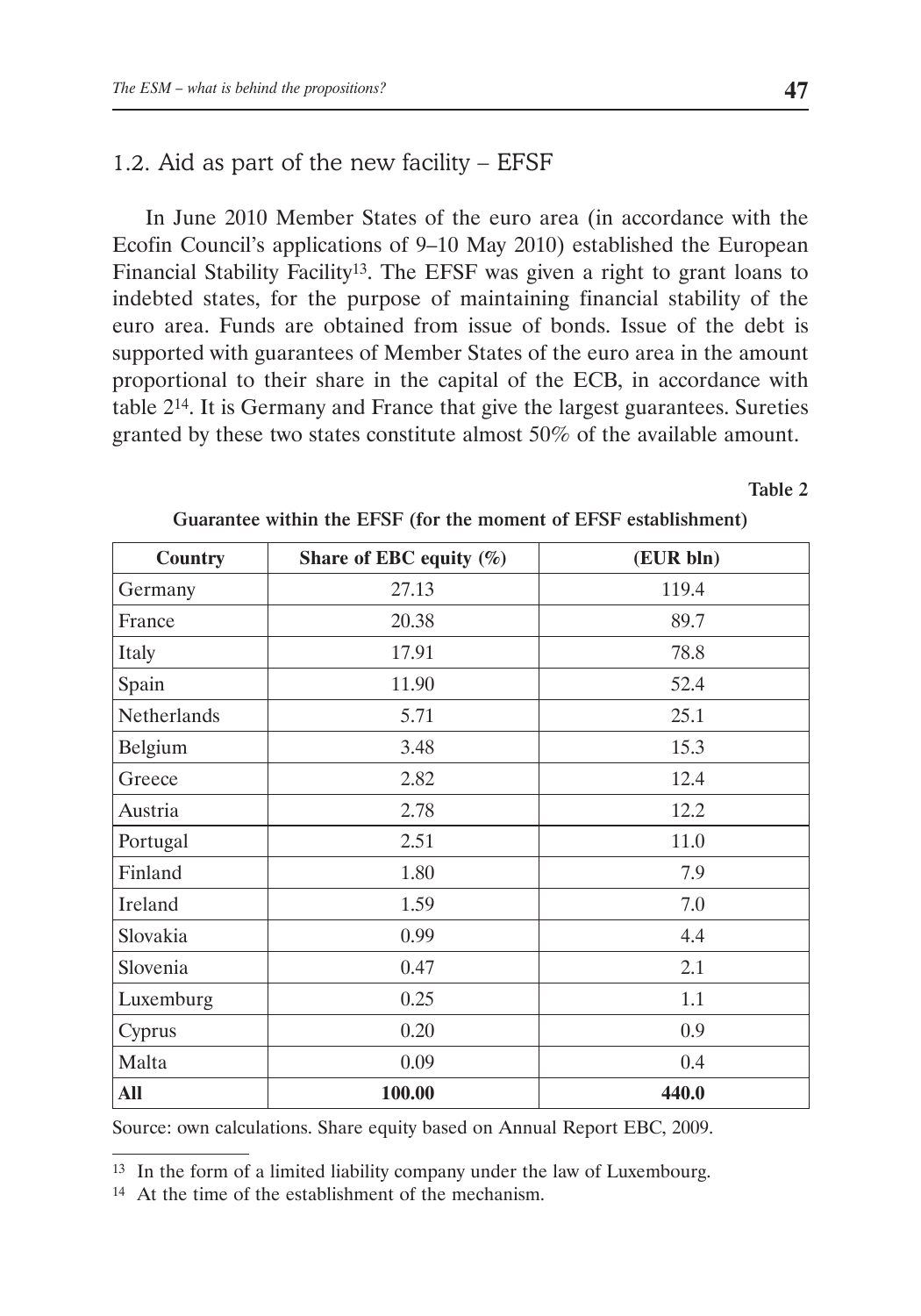## 1.2. Aid as part of the new facility – EFSF

In June 2010 Member States of the euro area (in accordance with the Ecofin Council's applications of 9–10 May 2010) established the European Financial Stability Facility[13]. The EFSF was given a right to grant loans to indebted states, for the purpose of maintaining financial stability of the euro area. Funds are obtained from issue of bonds. Issue of the debt is supported with guarantees of Member States of the euro area in the amount proportional to their share in the capital of the ECB, in accordance with table 2[14]. It is Germany and France that give the largest guarantees. Sureties granted by these two states constitute almost 50% of the available amount.

**Table 2**

**Guarantee within the EFSF (for the moment of EFSF establishment)**

| Country | Share of EBC equity (%) | (EUR bln) |
|---|---|---|
| Germany | 27.13 | 119.4 |
| France | 20.38 | 89.7 |
| Italy | 17.91 | 78.8 |
| Spain | 11.90 | 52.4 |
| Netherlands | 5.71 | 25.1 |
| Belgium | 3.48 | 15.3 |
| Greece | 2.82 | 12.4 |
| Austria | 2.78 | 12.2 |
| Portugal | 2.51 | 11.0 |
| Finland | 1.80 | 7.9 |
| Ireland | 1.59 | 7.0 |
| Slovakia | 0.99 | 4.4 |
| Slovenia | 0.47 | 2.1 |
| Luxemburg | 0.25 | 1.1 |
| Cyprus | 0.20 | 0.9 |
| Malta | 0.09 | 0.4 |
| **All** | **100.00** | **440.0** |

Source: own calculations. Share equity based on Annual Report EBC, 2009.

[13] In the form of a limited liability company under the law of Luxembourg.

[14] At the time of the establishment of the mechanism.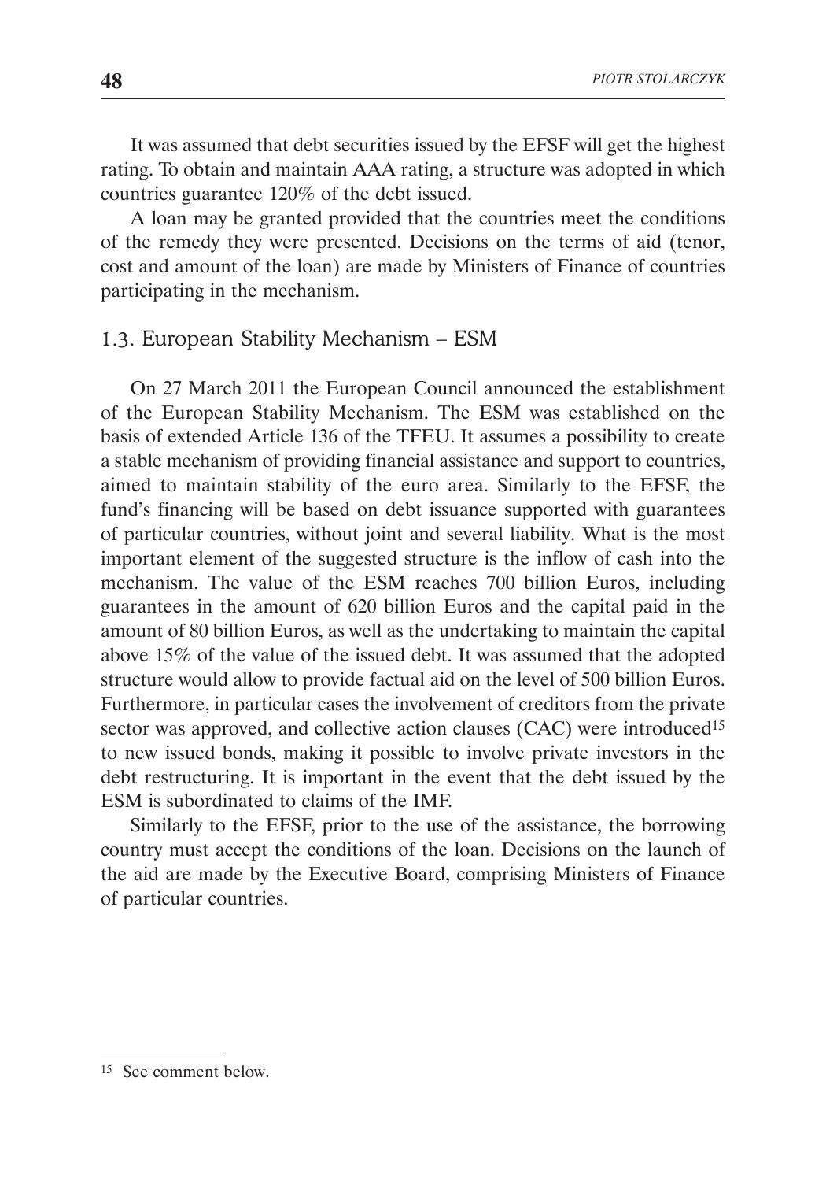It was assumed that debt securities issued by the EFSF will get the highest rating. To obtain and maintain AAA rating, a structure was adopted in which countries guarantee 120% of the debt issued.

A loan may be granted provided that the countries meet the conditions of the remedy they were presented. Decisions on the terms of aid (tenor, cost and amount of the loan) are made by Ministers of Finance of countries participating in the mechanism.

### 1.3. European Stability Mechanism – ESM

On 27 March 2011 the European Council announced the establishment of the European Stability Mechanism. The ESM was established on the basis of extended Article 136 of the TFEU. It assumes a possibility to create a stable mechanism of providing financial assistance and support to countries, aimed to maintain stability of the euro area. Similarly to the EFSF, the fund's financing will be based on debt issuance supported with guarantees of particular countries, without joint and several liability. What is the most important element of the suggested structure is the inflow of cash into the mechanism. The value of the ESM reaches 700 billion Euros, including guarantees in the amount of 620 billion Euros and the capital paid in the amount of 80 billion Euros, as well as the undertaking to maintain the capital above 15% of the value of the issued debt. It was assumed that the adopted structure would allow to provide factual aid on the level of 500 billion Euros. Furthermore, in particular cases the involvement of creditors from the private sector was approved, and collective action clauses (CAC) were introduced[15] to new issued bonds, making it possible to involve private investors in the debt restructuring. It is important in the event that the debt issued by the ESM is subordinated to claims of the IMF.

Similarly to the EFSF, prior to the use of the assistance, the borrowing country must accept the conditions of the loan. Decisions on the launch of the aid are made by the Executive Board, comprising Ministers of Finance of particular countries.

---

[15] See comment below.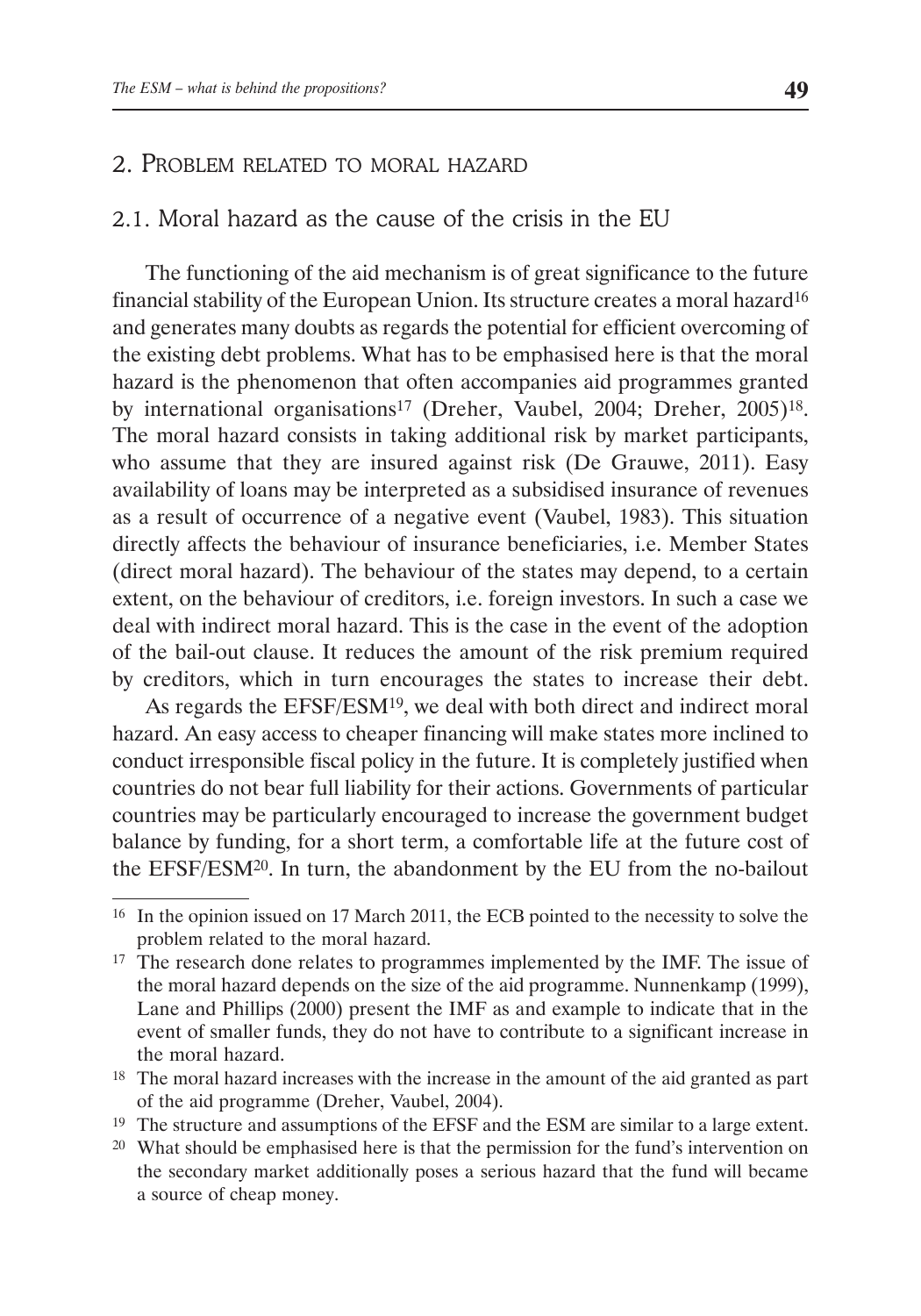## 2. Problem related to moral hazard

### 2.1. Moral hazard as the cause of the crisis in the EU

The functioning of the aid mechanism is of great significance to the future financial stability of the European Union. Its structure creates a moral hazard[16] and generates many doubts as regards the potential for efficient overcoming of the existing debt problems. What has to be emphasised here is that the moral hazard is the phenomenon that often accompanies aid programmes granted by international organisations[17] (Dreher, Vaubel, 2004; Dreher, 2005)[18]. The moral hazard consists in taking additional risk by market participants, who assume that they are insured against risk (De Grauwe, 2011). Easy availability of loans may be interpreted as a subsidised insurance of revenues as a result of occurrence of a negative event (Vaubel, 1983). This situation directly affects the behaviour of insurance beneficiaries, i.e. Member States (direct moral hazard). The behaviour of the states may depend, to a certain extent, on the behaviour of creditors, i.e. foreign investors. In such a case we deal with indirect moral hazard. This is the case in the event of the adoption of the bail-out clause. It reduces the amount of the risk premium required by creditors, which in turn encourages the states to increase their debt.

As regards the EFSF/ESM[19], we deal with both direct and indirect moral hazard. An easy access to cheaper financing will make states more inclined to conduct irresponsible fiscal policy in the future. It is completely justified when countries do not bear full liability for their actions. Governments of particular countries may be particularly encouraged to increase the government budget balance by funding, for a short term, a comfortable life at the future cost of the EFSF/ESM[20]. In turn, the abandonment by the EU from the no-bailout

---

[16] In the opinion issued on 17 March 2011, the ECB pointed to the necessity to solve the problem related to the moral hazard.

[17] The research done relates to programmes implemented by the IMF. The issue of the moral hazard depends on the size of the aid programme. Nunnenkamp (1999), Lane and Phillips (2000) present the IMF as and example to indicate that in the event of smaller funds, they do not have to contribute to a significant increase in the moral hazard.

[18] The moral hazard increases with the increase in the amount of the aid granted as part of the aid programme (Dreher, Vaubel, 2004).

[19] The structure and assumptions of the EFSF and the ESM are similar to a large extent.

[20] What should be emphasised here is that the permission for the fund's intervention on the secondary market additionally poses a serious hazard that the fund will became a source of cheap money.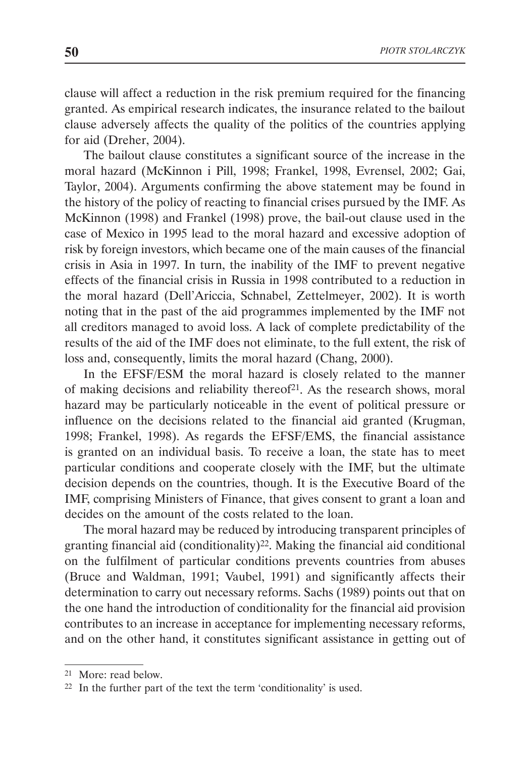clause will affect a reduction in the risk premium required for the financing granted. As empirical research indicates, the insurance related to the bailout clause adversely affects the quality of the politics of the countries applying for aid (Dreher, 2004).

The bailout clause constitutes a significant source of the increase in the moral hazard (McKinnon i Pill, 1998; Frankel, 1998, Evrensel, 2002; Gai, Taylor, 2004). Arguments confirming the above statement may be found in the history of the policy of reacting to financial crises pursued by the IMF. As McKinnon (1998) and Frankel (1998) prove, the bail-out clause used in the case of Mexico in 1995 lead to the moral hazard and excessive adoption of risk by foreign investors, which became one of the main causes of the financial crisis in Asia in 1997. In turn, the inability of the IMF to prevent negative effects of the financial crisis in Russia in 1998 contributed to a reduction in the moral hazard (Dell'Ariccia, Schnabel, Zettelmeyer, 2002). It is worth noting that in the past of the aid programmes implemented by the IMF not all creditors managed to avoid loss. A lack of complete predictability of the results of the aid of the IMF does not eliminate, to the full extent, the risk of loss and, consequently, limits the moral hazard (Chang, 2000).

In the EFSF/ESM the moral hazard is closely related to the manner of making decisions and reliability thereof[21]. As the research shows, moral hazard may be particularly noticeable in the event of political pressure or influence on the decisions related to the financial aid granted (Krugman, 1998; Frankel, 1998). As regards the EFSF/EMS, the financial assistance is granted on an individual basis. To receive a loan, the state has to meet particular conditions and cooperate closely with the IMF, but the ultimate decision depends on the countries, though. It is the Executive Board of the IMF, comprising Ministers of Finance, that gives consent to grant a loan and decides on the amount of the costs related to the loan.

The moral hazard may be reduced by introducing transparent principles of granting financial aid (conditionality)[22]. Making the financial aid conditional on the fulfilment of particular conditions prevents countries from abuses (Bruce and Waldman, 1991; Vaubel, 1991) and significantly affects their determination to carry out necessary reforms. Sachs (1989) points out that on the one hand the introduction of conditionality for the financial aid provision contributes to an increase in acceptance for implementing necessary reforms, and on the other hand, it constitutes significant assistance in getting out of

---

[21] More: read below.

[22] In the further part of the text the term 'conditionality' is used.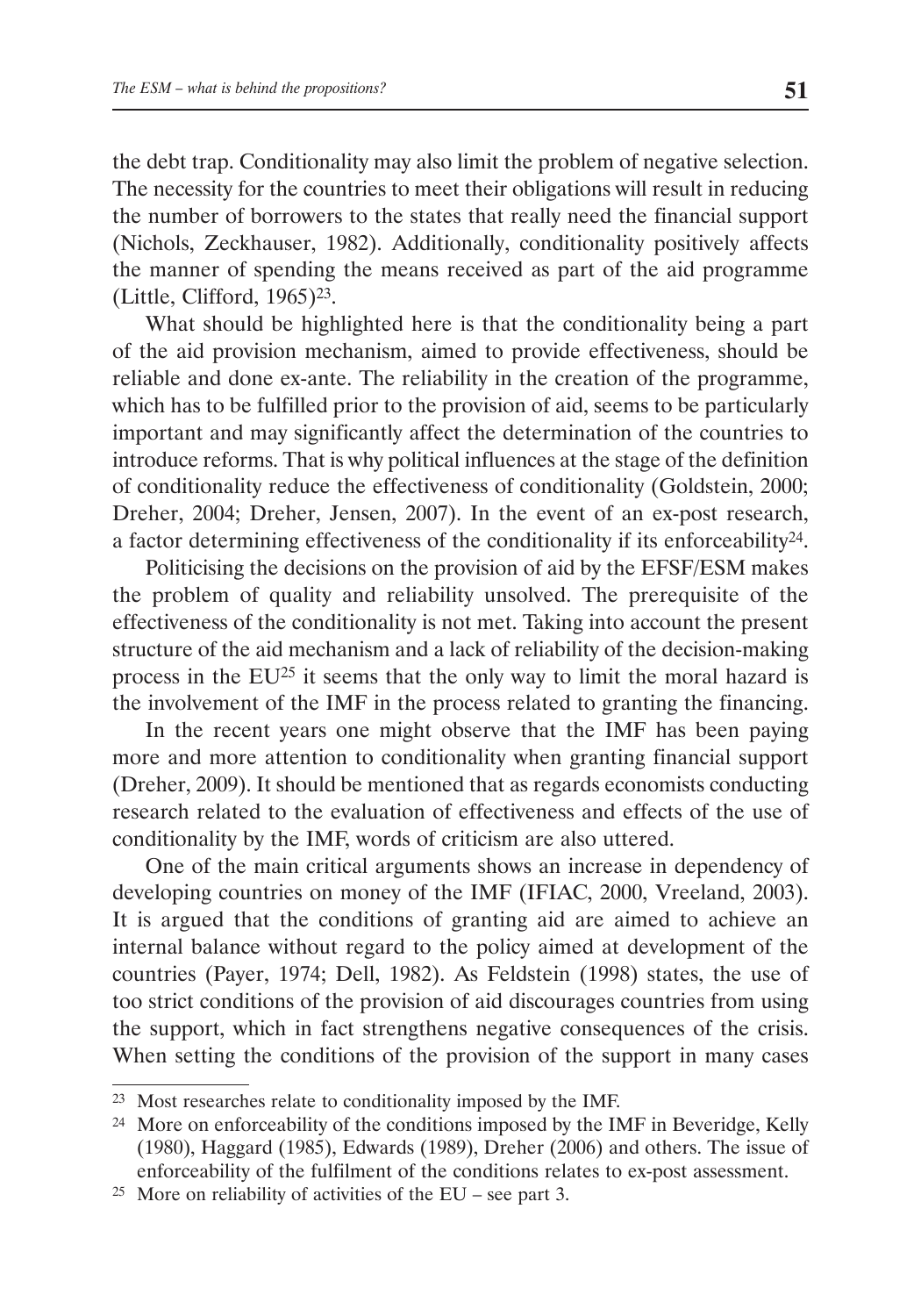the debt trap. Conditionality may also limit the problem of negative selection. The necessity for the countries to meet their obligations will result in reducing the number of borrowers to the states that really need the financial support (Nichols, Zeckhauser, 1982). Additionally, conditionality positively affects the manner of spending the means received as part of the aid programme (Little, Clifford, 1965)[23].

What should be highlighted here is that the conditionality being a part of the aid provision mechanism, aimed to provide effectiveness, should be reliable and done ex-ante. The reliability in the creation of the programme, which has to be fulfilled prior to the provision of aid, seems to be particularly important and may significantly affect the determination of the countries to introduce reforms. That is why political influences at the stage of the definition of conditionality reduce the effectiveness of conditionality (Goldstein, 2000; Dreher, 2004; Dreher, Jensen, 2007). In the event of an ex-post research, a factor determining effectiveness of the conditionality if its enforceability[24].

Politicising the decisions on the provision of aid by the EFSF/ESM makes the problem of quality and reliability unsolved. The prerequisite of the effectiveness of the conditionality is not met. Taking into account the present structure of the aid mechanism and a lack of reliability of the decision-making process in the EU[25] it seems that the only way to limit the moral hazard is the involvement of the IMF in the process related to granting the financing.

In the recent years one might observe that the IMF has been paying more and more attention to conditionality when granting financial support (Dreher, 2009). It should be mentioned that as regards economists conducting research related to the evaluation of effectiveness and effects of the use of conditionality by the IMF, words of criticism are also uttered.

One of the main critical arguments shows an increase in dependency of developing countries on money of the IMF (IFIAC, 2000, Vreeland, 2003). It is argued that the conditions of granting aid are aimed to achieve an internal balance without regard to the policy aimed at development of the countries (Payer, 1974; Dell, 1982). As Feldstein (1998) states, the use of too strict conditions of the provision of aid discourages countries from using the support, which in fact strengthens negative consequences of the crisis. When setting the conditions of the provision of the support in many cases

---

[23] Most researches relate to conditionality imposed by the IMF.

[24] More on enforceability of the conditions imposed by the IMF in Beveridge, Kelly (1980), Haggard (1985), Edwards (1989), Dreher (2006) and others. The issue of enforceability of the fulfilment of the conditions relates to ex-post assessment.

[25] More on reliability of activities of the EU – see part 3.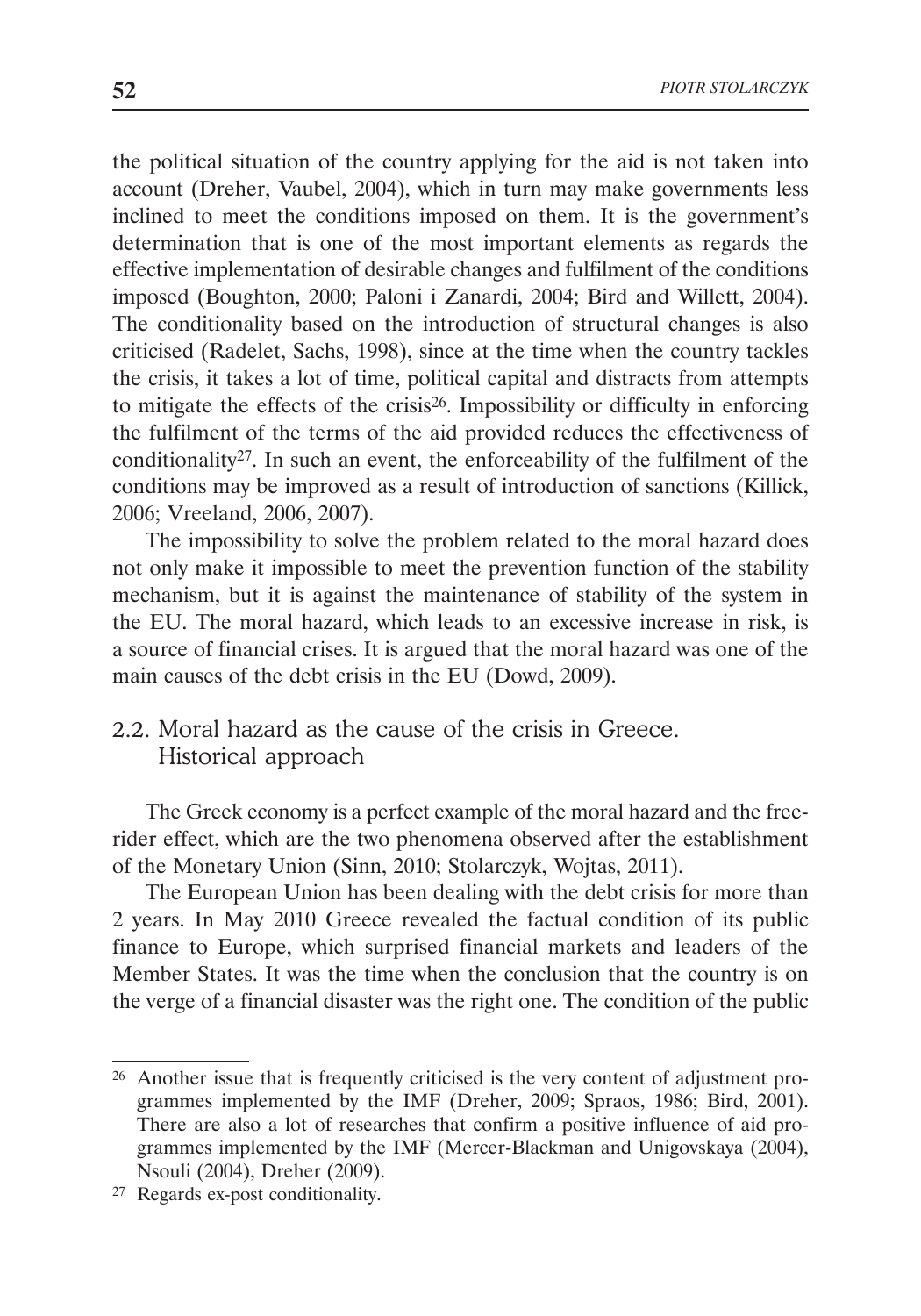the political situation of the country applying for the aid is not taken into account (Dreher, Vaubel, 2004), which in turn may make governments less inclined to meet the conditions imposed on them. It is the government's determination that is one of the most important elements as regards the effective implementation of desirable changes and fulfilment of the conditions imposed (Boughton, 2000; Paloni i Zanardi, 2004; Bird and Willett, 2004). The conditionality based on the introduction of structural changes is also criticised (Radelet, Sachs, 1998), since at the time when the country tackles the crisis, it takes a lot of time, political capital and distracts from attempts to mitigate the effects of the crisis[26]. Impossibility or difficulty in enforcing the fulfilment of the terms of the aid provided reduces the effectiveness of conditionality[27]. In such an event, the enforceability of the fulfilment of the conditions may be improved as a result of introduction of sanctions (Killick, 2006; Vreeland, 2006, 2007).

The impossibility to solve the problem related to the moral hazard does not only make it impossible to meet the prevention function of the stability mechanism, but it is against the maintenance of stability of the system in the EU. The moral hazard, which leads to an excessive increase in risk, is a source of financial crises. It is argued that the moral hazard was one of the main causes of the debt crisis in the EU (Dowd, 2009).

## 2.2. Moral hazard as the cause of the crisis in Greece. Historical approach

The Greek economy is a perfect example of the moral hazard and the free-rider effect, which are the two phenomena observed after the establishment of the Monetary Union (Sinn, 2010; Stolarczyk, Wojtas, 2011).

The European Union has been dealing with the debt crisis for more than 2 years. In May 2010 Greece revealed the factual condition of its public finance to Europe, which surprised financial markets and leaders of the Member States. It was the time when the conclusion that the country is on the verge of a financial disaster was the right one. The condition of the public

---

[26] Another issue that is frequently criticised is the very content of adjustment programmes implemented by the IMF (Dreher, 2009; Spraos, 1986; Bird, 2001). There are also a lot of researches that confirm a positive influence of aid programmes implemented by the IMF (Mercer-Blackman and Unigovskaya (2004), Nsouli (2004), Dreher (2009).

[27] Regards ex-post conditionality.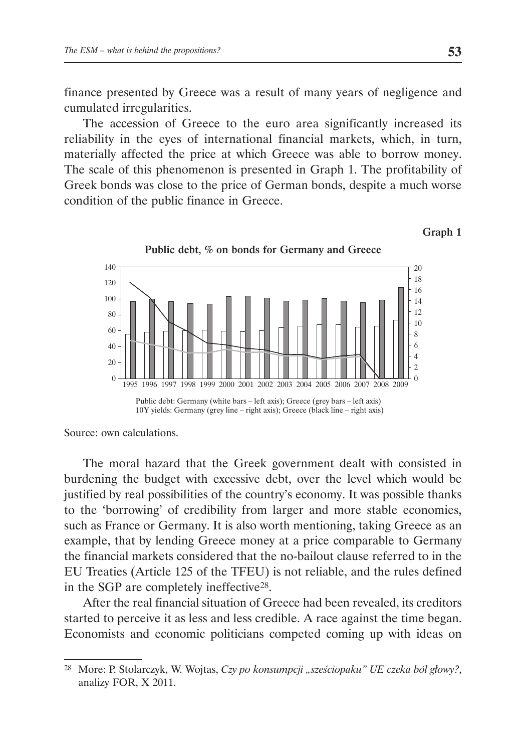finance presented by Greece was a result of many years of negligence and cumulated irregularities.

The accession of Greece to the euro area significantly increased its reliability in the eyes of international financial markets, which, in turn, materially affected the price at which Greece was able to borrow money. The scale of this phenomenon is presented in Graph 1. The profitability of Greek bonds was close to the price of German bonds, despite a much worse condition of the public finance in Greece.

**Graph 1**

**Public debt, % on bonds for Germany and Greece**

Public debt: Germany (white bars – left axis); Greece (grey bars – left axis)
10Y yields: Germany (grey line – right axis); Greece (black line – right axis)

Source: own calculations.

The moral hazard that the Greek government dealt with consisted in burdening the budget with excessive debt, over the level which would be justified by real possibilities of the country's economy. It was possible thanks to the 'borrowing' of credibility from larger and more stable economies, such as France or Germany. It is also worth mentioning, taking Greece as an example, that by lending Greece money at a price comparable to Germany the financial markets considered that the no-bailout clause referred to in the EU Treaties (Article 125 of the TFEU) is not reliable, and the rules defined in the SGP are completely ineffective[28].

After the real financial situation of Greece had been revealed, its creditors started to perceive it as less and less credible. A race against the time began. Economists and economic politicians competed coming up with ideas on

---

[28] More: P. Stolarczyk, W. Wojtas, *Czy po konsumpcji „sześciopaku" UE czeka ból głowy?*, analizy FOR, X 2011.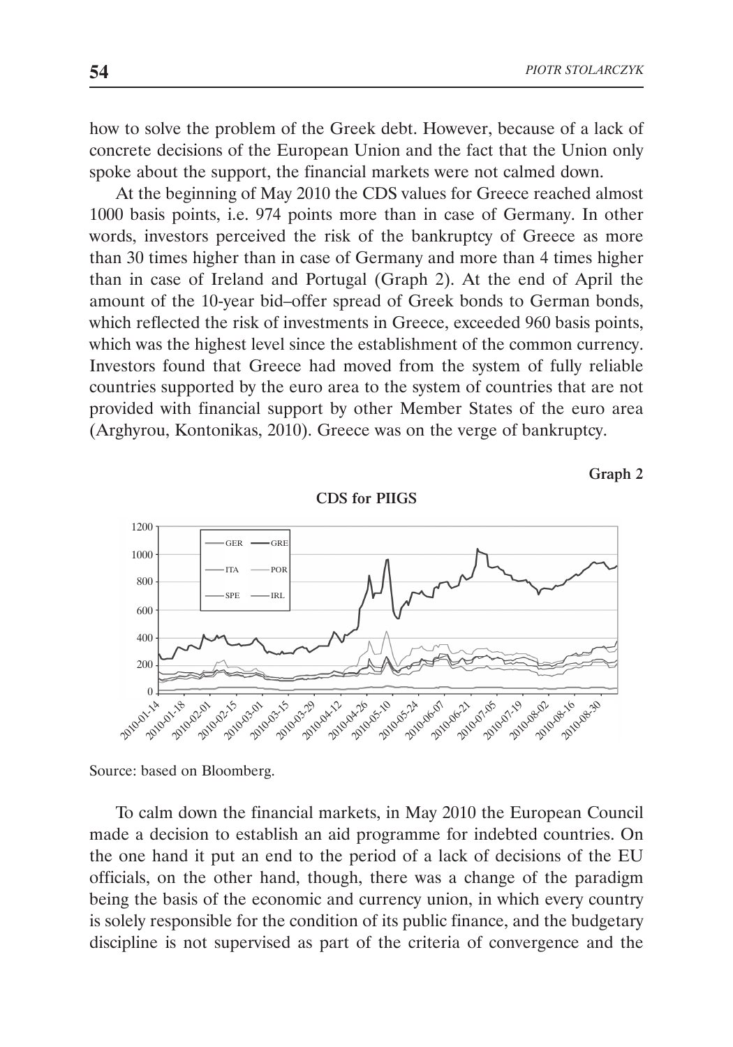how to solve the problem of the Greek debt. However, because of a lack of concrete decisions of the European Union and the fact that the Union only spoke about the support, the financial markets were not calmed down.

At the beginning of May 2010 the CDS values for Greece reached almost 1000 basis points, i.e. 974 points more than in case of Germany. In other words, investors perceived the risk of the bankruptcy of Greece as more than 30 times higher than in case of Germany and more than 4 times higher than in case of Ireland and Portugal (Graph 2). At the end of April the amount of the 10-year bid–offer spread of Greek bonds to German bonds, which reflected the risk of investments in Greece, exceeded 960 basis points, which was the highest level since the establishment of the common currency. Investors found that Greece had moved from the system of fully reliable countries supported by the euro area to the system of countries that are not provided with financial support by other Member States of the euro area (Arghyrou, Kontonikas, 2010). Greece was on the verge of bankruptcy.

**Graph 2**

**CDS for PIIGS**

Source: based on Bloomberg.

To calm down the financial markets, in May 2010 the European Council made a decision to establish an aid programme for indebted countries. On the one hand it put an end to the period of a lack of decisions of the EU officials, on the other hand, though, there was a change of the paradigm being the basis of the economic and currency union, in which every country is solely responsible for the condition of its public finance, and the budgetary discipline is not supervised as part of the criteria of convergence and the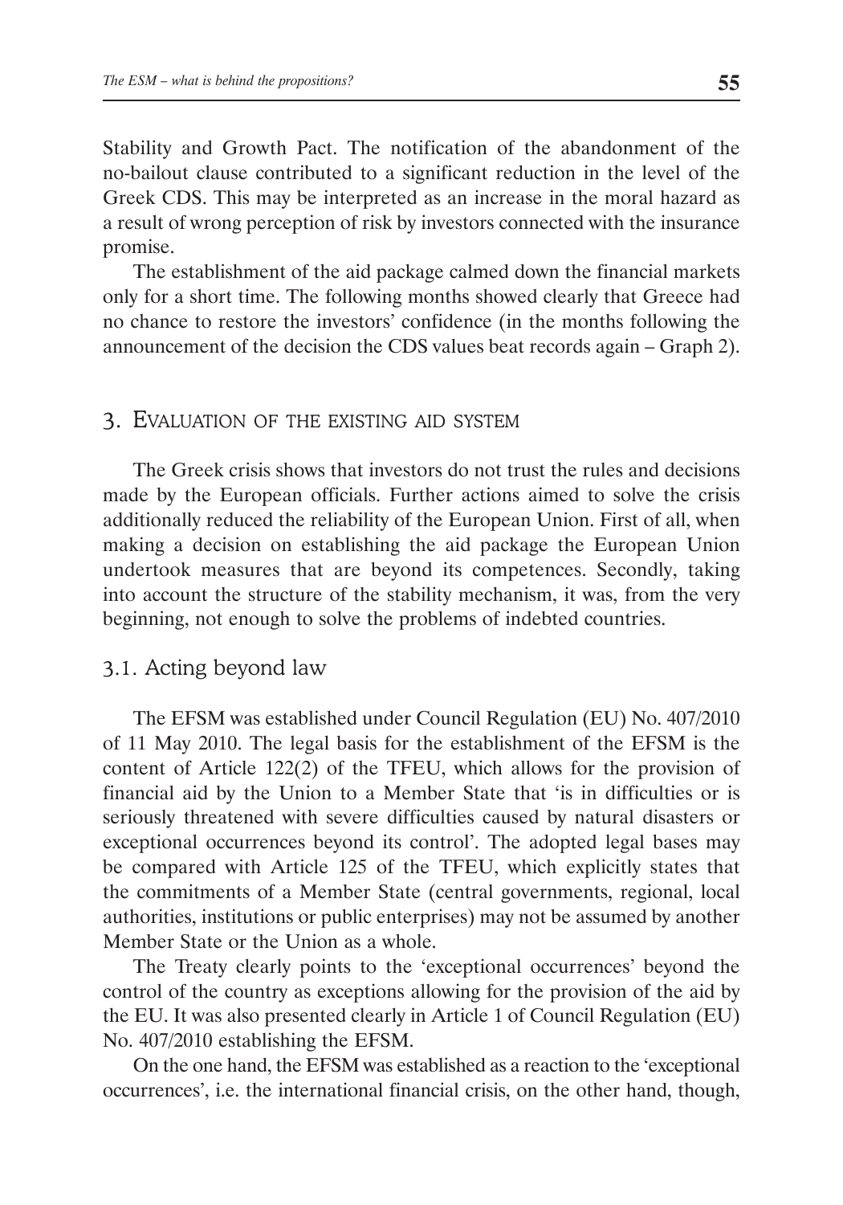Stability and Growth Pact. The notification of the abandonment of the no-bailout clause contributed to a significant reduction in the level of the Greek CDS. This may be interpreted as an increase in the moral hazard as a result of wrong perception of risk by investors connected with the insurance promise.

The establishment of the aid package calmed down the financial markets only for a short time. The following months showed clearly that Greece had no chance to restore the investors' confidence (in the months following the announcement of the decision the CDS values beat records again – Graph 2).

## 3. Evaluation of the existing aid system

The Greek crisis shows that investors do not trust the rules and decisions made by the European officials. Further actions aimed to solve the crisis additionally reduced the reliability of the European Union. First of all, when making a decision on establishing the aid package the European Union undertook measures that are beyond its competences. Secondly, taking into account the structure of the stability mechanism, it was, from the very beginning, not enough to solve the problems of indebted countries.

### 3.1. Acting beyond law

The EFSM was established under Council Regulation (EU) No. 407/2010 of 11 May 2010. The legal basis for the establishment of the EFSM is the content of Article 122(2) of the TFEU, which allows for the provision of financial aid by the Union to a Member State that 'is in difficulties or is seriously threatened with severe difficulties caused by natural disasters or exceptional occurrences beyond its control'. The adopted legal bases may be compared with Article 125 of the TFEU, which explicitly states that the commitments of a Member State (central governments, regional, local authorities, institutions or public enterprises) may not be assumed by another Member State or the Union as a whole.

The Treaty clearly points to the 'exceptional occurrences' beyond the control of the country as exceptions allowing for the provision of the aid by the EU. It was also presented clearly in Article 1 of Council Regulation (EU) No. 407/2010 establishing the EFSM.

On the one hand, the EFSM was established as a reaction to the 'exceptional occurrences', i.e. the international financial crisis, on the other hand, though,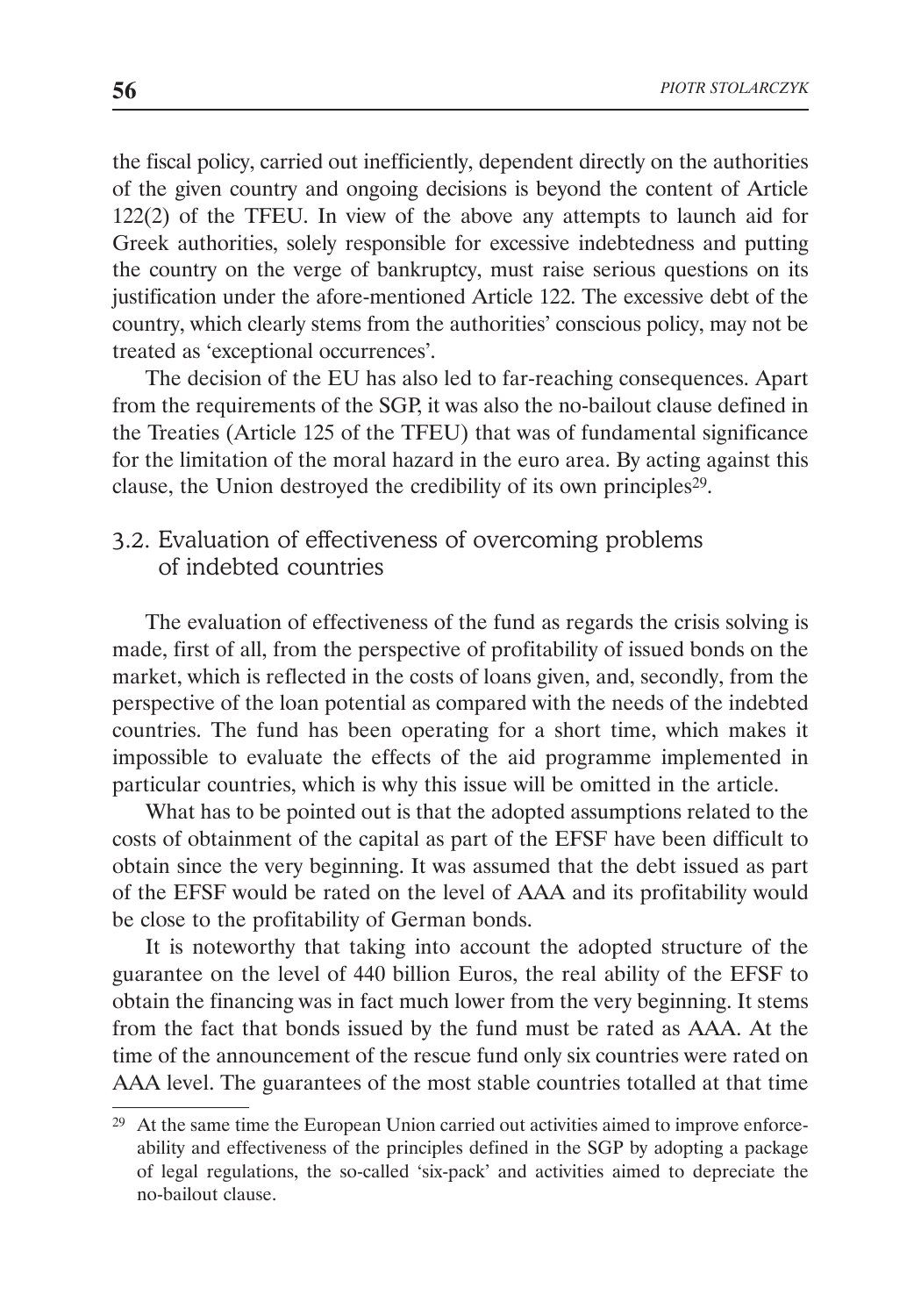the fiscal policy, carried out inefficiently, dependent directly on the authorities of the given country and ongoing decisions is beyond the content of Article 122(2) of the TFEU. In view of the above any attempts to launch aid for Greek authorities, solely responsible for excessive indebtedness and putting the country on the verge of bankruptcy, must raise serious questions on its justification under the afore-mentioned Article 122. The excessive debt of the country, which clearly stems from the authorities' conscious policy, may not be treated as 'exceptional occurrences'.

The decision of the EU has also led to far-reaching consequences. Apart from the requirements of the SGP, it was also the no-bailout clause defined in the Treaties (Article 125 of the TFEU) that was of fundamental significance for the limitation of the moral hazard in the euro area. By acting against this clause, the Union destroyed the credibility of its own principles[29].

### 3.2. Evaluation of effectiveness of overcoming problems of indebted countries

The evaluation of effectiveness of the fund as regards the crisis solving is made, first of all, from the perspective of profitability of issued bonds on the market, which is reflected in the costs of loans given, and, secondly, from the perspective of the loan potential as compared with the needs of the indebted countries. The fund has been operating for a short time, which makes it impossible to evaluate the effects of the aid programme implemented in particular countries, which is why this issue will be omitted in the article.

What has to be pointed out is that the adopted assumptions related to the costs of obtainment of the capital as part of the EFSF have been difficult to obtain since the very beginning. It was assumed that the debt issued as part of the EFSF would be rated on the level of AAA and its profitability would be close to the profitability of German bonds.

It is noteworthy that taking into account the adopted structure of the guarantee on the level of 440 billion Euros, the real ability of the EFSF to obtain the financing was in fact much lower from the very beginning. It stems from the fact that bonds issued by the fund must be rated as AAA. At the time of the announcement of the rescue fund only six countries were rated on AAA level. The guarantees of the most stable countries totalled at that time

[29] At the same time the European Union carried out activities aimed to improve enforceability and effectiveness of the principles defined in the SGP by adopting a package of legal regulations, the so-called 'six-pack' and activities aimed to depreciate the no-bailout clause.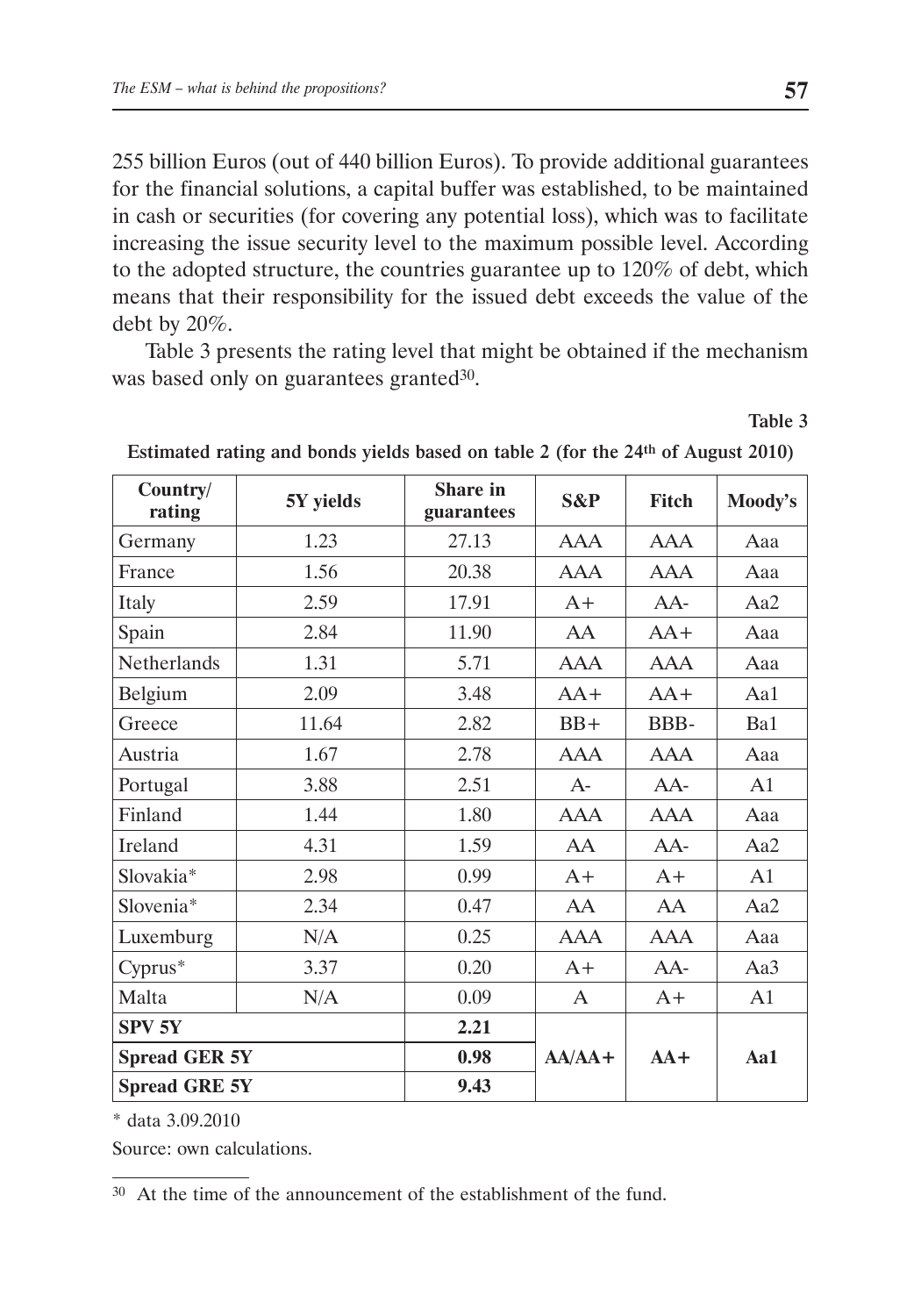255 billion Euros (out of 440 billion Euros). To provide additional guarantees for the financial solutions, a capital buffer was established, to be maintained in cash or securities (for covering any potential loss), which was to facilitate increasing the issue security level to the maximum possible level. According to the adopted structure, the countries guarantee up to 120% of debt, which means that their responsibility for the issued debt exceeds the value of the debt by 20%.

Table 3 presents the rating level that might be obtained if the mechanism was based only on guarantees granted[30].

**Table 3**

**Estimated rating and bonds yields based on table 2 (for the 24th of August 2010)**

| Country/ rating | 5Y yields | Share in guarantees | S&P | Fitch | Moody's |
|---|---|---|---|---|---|
| Germany | 1.23 | 27.13 | AAA | AAA | Aaa |
| France | 1.56 | 20.38 | AAA | AAA | Aaa |
| Italy | 2.59 | 17.91 | A+ | AA- | Aa2 |
| Spain | 2.84 | 11.90 | AA | AA+ | Aaa |
| Netherlands | 1.31 | 5.71 | AAA | AAA | Aaa |
| Belgium | 2.09 | 3.48 | AA+ | AA+ | Aa1 |
| Greece | 11.64 | 2.82 | BB+ | BBB- | Ba1 |
| Austria | 1.67 | 2.78 | AAA | AAA | Aaa |
| Portugal | 3.88 | 2.51 | A- | AA- | A1 |
| Finland | 1.44 | 1.80 | AAA | AAA | Aaa |
| Ireland | 4.31 | 1.59 | AA | AA- | Aa2 |
| Slovakia* | 2.98 | 0.99 | A+ | A+ | A1 |
| Slovenia* | 2.34 | 0.47 | AA | AA | Aa2 |
| Luxemburg | N/A | 0.25 | AAA | AAA | Aaa |
| Cyprus* | 3.37 | 0.20 | A+ | AA- | Aa3 |
| Malta | N/A | 0.09 | A | A+ | A1 |
| **SPV 5Y** | | **2.21** | **AA/AA+** | **AA+** | **Aa1** |
| **Spread GER 5Y** | | **0.98** | | | |
| **Spread GRE 5Y** | | **9.43** | | | |

\* data 3.09.2010

Source: own calculations.

[30] At the time of the announcement of the establishment of the fund.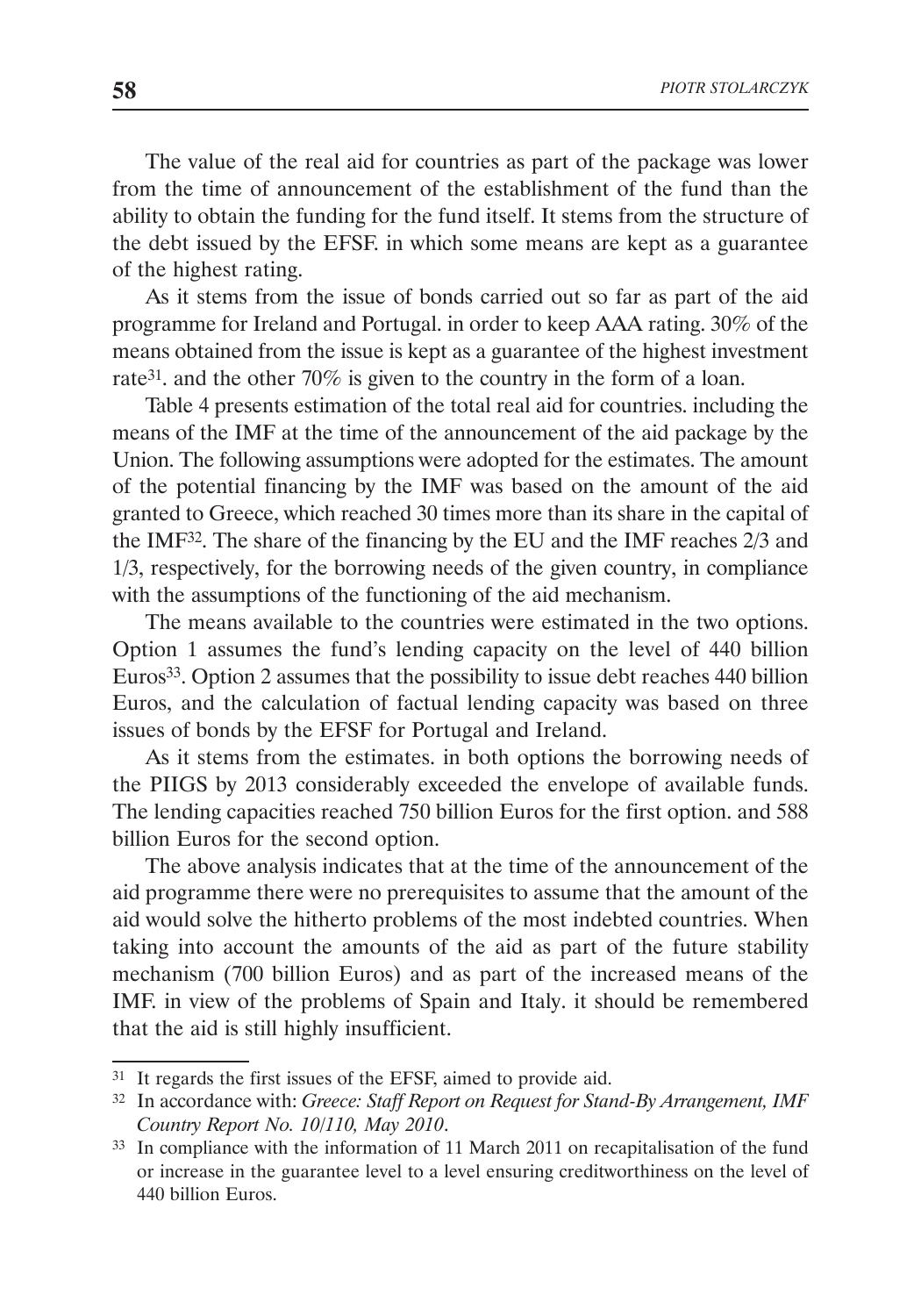The value of the real aid for countries as part of the package was lower from the time of announcement of the establishment of the fund than the ability to obtain the funding for the fund itself. It stems from the structure of the debt issued by the EFSF. in which some means are kept as a guarantee of the highest rating.

As it stems from the issue of bonds carried out so far as part of the aid programme for Ireland and Portugal. in order to keep AAA rating. 30% of the means obtained from the issue is kept as a guarantee of the highest investment rate[31]. and the other 70% is given to the country in the form of a loan.

Table 4 presents estimation of the total real aid for countries. including the means of the IMF at the time of the announcement of the aid package by the Union. The following assumptions were adopted for the estimates. The amount of the potential financing by the IMF was based on the amount of the aid granted to Greece, which reached 30 times more than its share in the capital of the IMF[32]. The share of the financing by the EU and the IMF reaches 2/3 and 1/3, respectively, for the borrowing needs of the given country, in compliance with the assumptions of the functioning of the aid mechanism.

The means available to the countries were estimated in the two options. Option 1 assumes the fund's lending capacity on the level of 440 billion Euros[33]. Option 2 assumes that the possibility to issue debt reaches 440 billion Euros, and the calculation of factual lending capacity was based on three issues of bonds by the EFSF for Portugal and Ireland.

As it stems from the estimates. in both options the borrowing needs of the PIIGS by 2013 considerably exceeded the envelope of available funds. The lending capacities reached 750 billion Euros for the first option. and 588 billion Euros for the second option.

The above analysis indicates that at the time of the announcement of the aid programme there were no prerequisites to assume that the amount of the aid would solve the hitherto problems of the most indebted countries. When taking into account the amounts of the aid as part of the future stability mechanism (700 billion Euros) and as part of the increased means of the IMF. in view of the problems of Spain and Italy. it should be remembered that the aid is still highly insufficient.

---

[31] It regards the first issues of the EFSF, aimed to provide aid.

[32] In accordance with: *Greece: Staff Report on Request for Stand-By Arrangement, IMF Country Report No. 10/110, May 2010*.

[33] In compliance with the information of 11 March 2011 on recapitalisation of the fund or increase in the guarantee level to a level ensuring creditworthiness on the level of 440 billion Euros.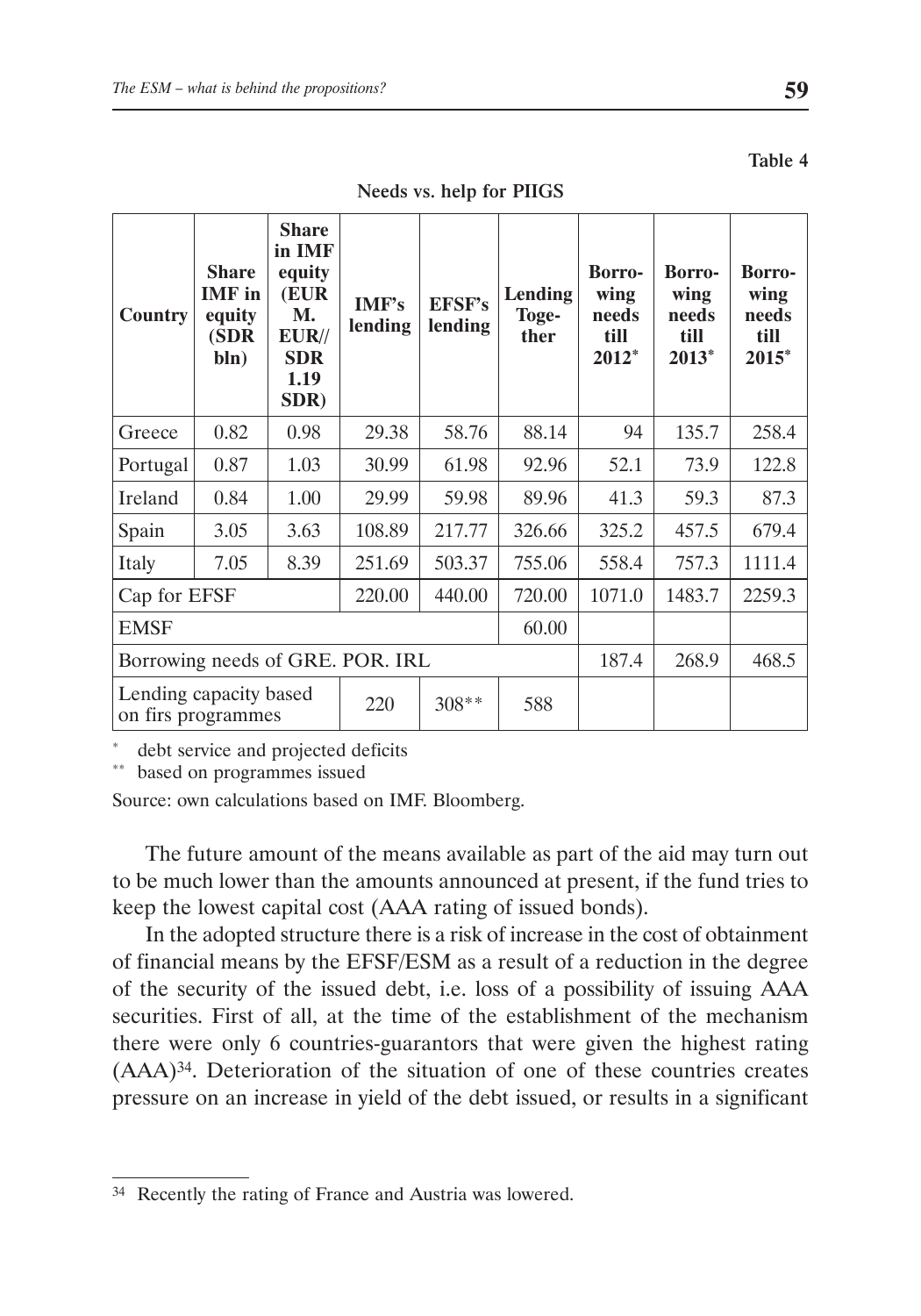Table 4

Needs vs. help for PIIGS

| Country | Share IMF in equity (SDR bln) | Share in IMF equity (EUR M. EUR// SDR 1.19 SDR) | IMF's lending | EFSF's lending | Lending Toge-ther | Borro-wing needs till 2012* | Borro-wing needs till 2013* | Borro-wing needs till 2015* |
|---|---|---|---|---|---|---|---|---|
| Greece | 0.82 | 0.98 | 29.38 | 58.76 | 88.14 | 94 | 135.7 | 258.4 |
| Portugal | 0.87 | 1.03 | 30.99 | 61.98 | 92.96 | 52.1 | 73.9 | 122.8 |
| Ireland | 0.84 | 1.00 | 29.99 | 59.98 | 89.96 | 41.3 | 59.3 | 87.3 |
| Spain | 3.05 | 3.63 | 108.89 | 217.77 | 326.66 | 325.2 | 457.5 | 679.4 |
| Italy | 7.05 | 8.39 | 251.69 | 503.37 | 755.06 | 558.4 | 757.3 | 1111.4 |
| Cap for EFSF | | | 220.00 | 440.00 | 720.00 | 1071.0 | 1483.7 | 2259.3 |
| EMSF | | | | | 60.00 | | | |
| Borrowing needs of GRE. POR. IRL | | | | | | 187.4 | 268.9 | 468.5 |
| Lending capacity based on firs programmes | | | 220 | 308** | 588 | | | |

\* debt service and projected deficits

\*\* based on programmes issued

Source: own calculations based on IMF. Bloomberg.

The future amount of the means available as part of the aid may turn out to be much lower than the amounts announced at present, if the fund tries to keep the lowest capital cost (AAA rating of issued bonds).

In the adopted structure there is a risk of increase in the cost of obtainment of financial means by the EFSF/ESM as a result of a reduction in the degree of the security of the issued debt, i.e. loss of a possibility of issuing AAA securities. First of all, at the time of the establishment of the mechanism there were only 6 countries-guarantors that were given the highest rating (AAA)[34]. Deterioration of the situation of one of these countries creates pressure on an increase in yield of the debt issued, or results in a significant

[34] Recently the rating of France and Austria was lowered.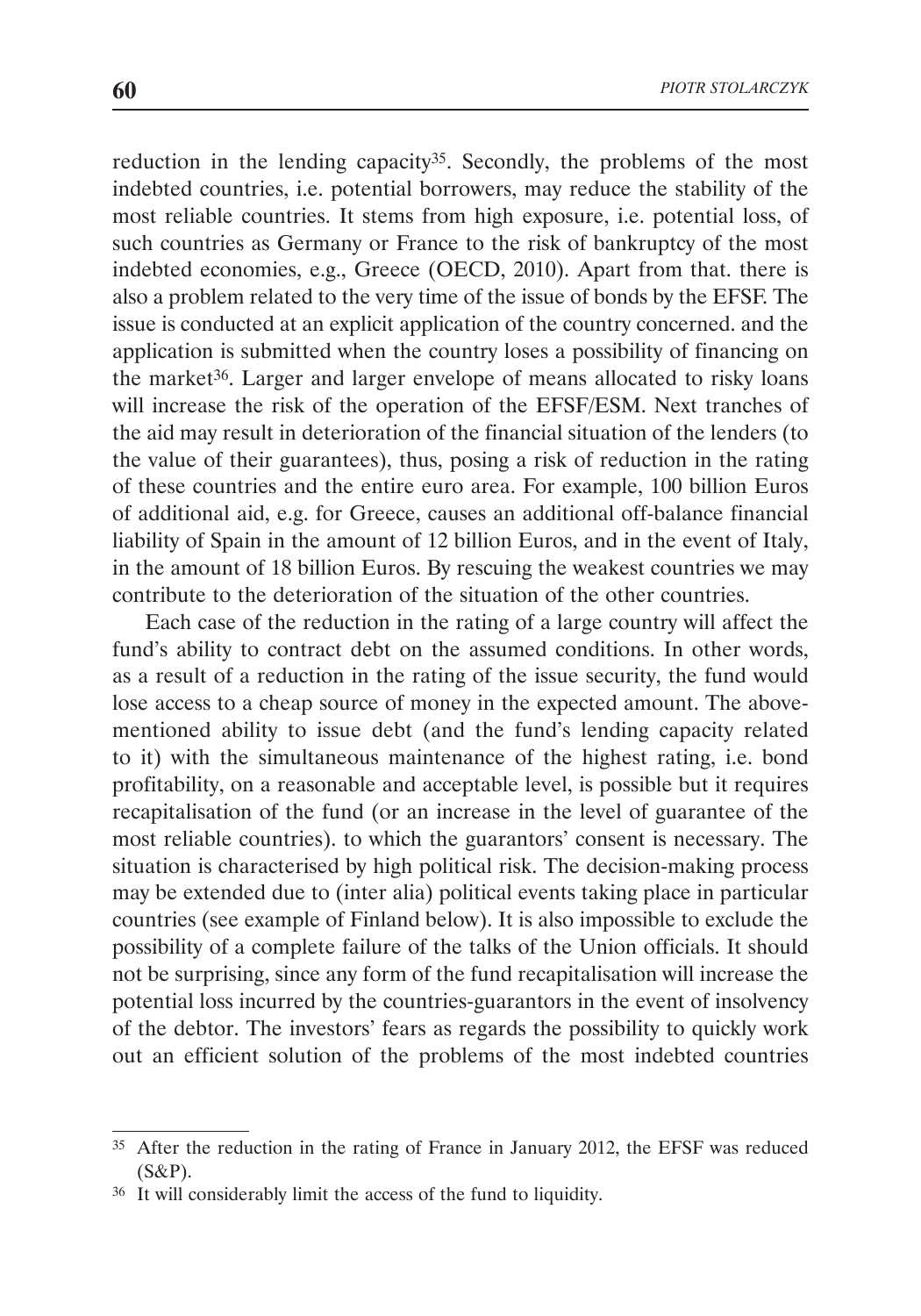reduction in the lending capacity[35]. Secondly, the problems of the most indebted countries, i.e. potential borrowers, may reduce the stability of the most reliable countries. It stems from high exposure, i.e. potential loss, of such countries as Germany or France to the risk of bankruptcy of the most indebted economies, e.g., Greece (OECD, 2010). Apart from that. there is also a problem related to the very time of the issue of bonds by the EFSF. The issue is conducted at an explicit application of the country concerned. and the application is submitted when the country loses a possibility of financing on the market[36]. Larger and larger envelope of means allocated to risky loans will increase the risk of the operation of the EFSF/ESM. Next tranches of the aid may result in deterioration of the financial situation of the lenders (to the value of their guarantees), thus, posing a risk of reduction in the rating of these countries and the entire euro area. For example, 100 billion Euros of additional aid, e.g. for Greece, causes an additional off-balance financial liability of Spain in the amount of 12 billion Euros, and in the event of Italy, in the amount of 18 billion Euros. By rescuing the weakest countries we may contribute to the deterioration of the situation of the other countries.

Each case of the reduction in the rating of a large country will affect the fund's ability to contract debt on the assumed conditions. In other words, as a result of a reduction in the rating of the issue security, the fund would lose access to a cheap source of money in the expected amount. The above-mentioned ability to issue debt (and the fund's lending capacity related to it) with the simultaneous maintenance of the highest rating, i.e. bond profitability, on a reasonable and acceptable level, is possible but it requires recapitalisation of the fund (or an increase in the level of guarantee of the most reliable countries). to which the guarantors' consent is necessary. The situation is characterised by high political risk. The decision-making process may be extended due to (inter alia) political events taking place in particular countries (see example of Finland below). It is also impossible to exclude the possibility of a complete failure of the talks of the Union officials. It should not be surprising, since any form of the fund recapitalisation will increase the potential loss incurred by the countries-guarantors in the event of insolvency of the debtor. The investors' fears as regards the possibility to quickly work out an efficient solution of the problems of the most indebted countries

---

[35] After the reduction in the rating of France in January 2012, the EFSF was reduced (S&P).

[36] It will considerably limit the access of the fund to liquidity.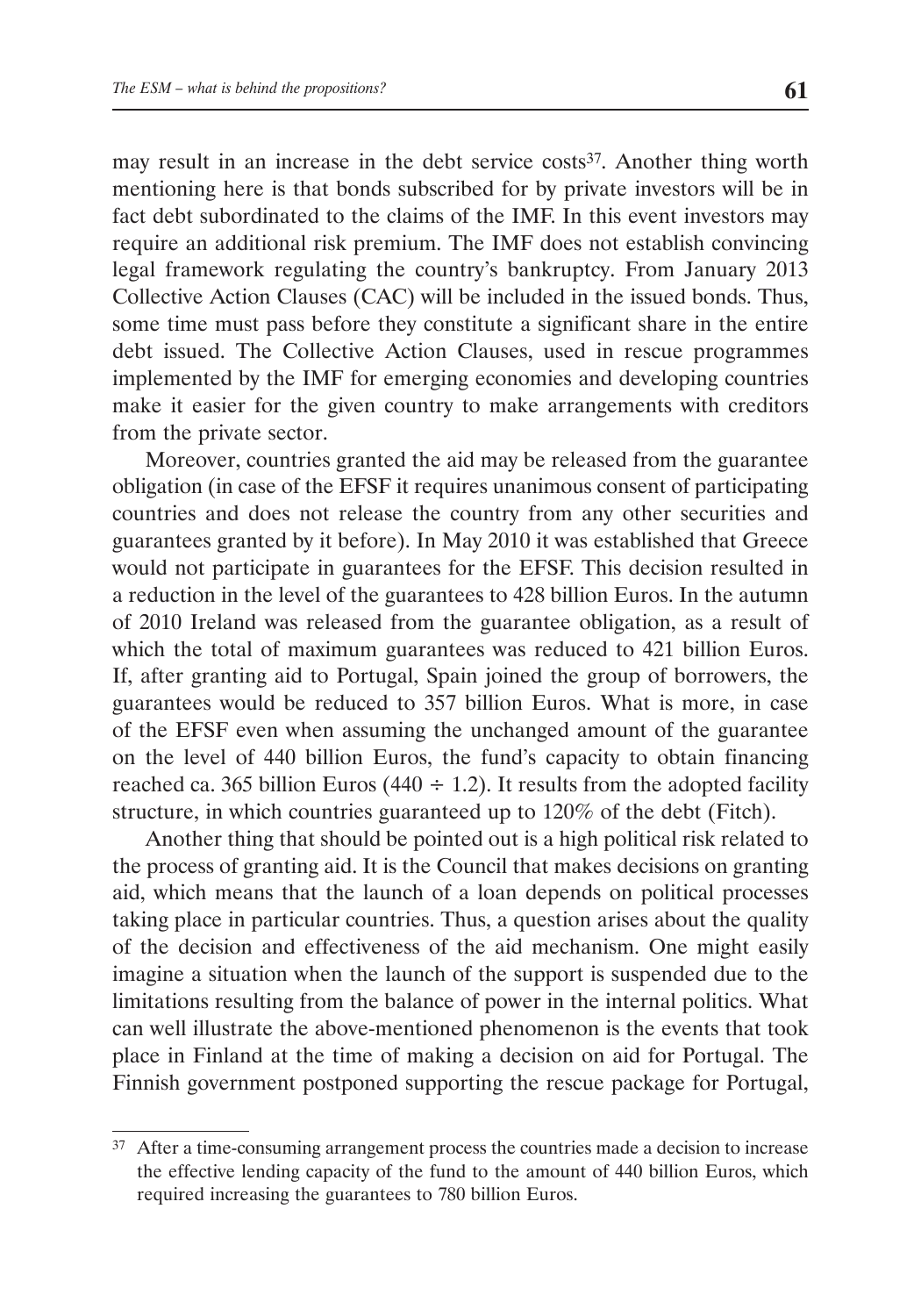may result in an increase in the debt service costs[37]. Another thing worth mentioning here is that bonds subscribed for by private investors will be in fact debt subordinated to the claims of the IMF. In this event investors may require an additional risk premium. The IMF does not establish convincing legal framework regulating the country's bankruptcy. From January 2013 Collective Action Clauses (CAC) will be included in the issued bonds. Thus, some time must pass before they constitute a significant share in the entire debt issued. The Collective Action Clauses, used in rescue programmes implemented by the IMF for emerging economies and developing countries make it easier for the given country to make arrangements with creditors from the private sector.

Moreover, countries granted the aid may be released from the guarantee obligation (in case of the EFSF it requires unanimous consent of participating countries and does not release the country from any other securities and guarantees granted by it before). In May 2010 it was established that Greece would not participate in guarantees for the EFSF. This decision resulted in a reduction in the level of the guarantees to 428 billion Euros. In the autumn of 2010 Ireland was released from the guarantee obligation, as a result of which the total of maximum guarantees was reduced to 421 billion Euros. If, after granting aid to Portugal, Spain joined the group of borrowers, the guarantees would be reduced to 357 billion Euros. What is more, in case of the EFSF even when assuming the unchanged amount of the guarantee on the level of 440 billion Euros, the fund's capacity to obtain financing reached ca. 365 billion Euros ($440 \div 1.2$). It results from the adopted facility structure, in which countries guaranteed up to 120% of the debt (Fitch).

Another thing that should be pointed out is a high political risk related to the process of granting aid. It is the Council that makes decisions on granting aid, which means that the launch of a loan depends on political processes taking place in particular countries. Thus, a question arises about the quality of the decision and effectiveness of the aid mechanism. One might easily imagine a situation when the launch of the support is suspended due to the limitations resulting from the balance of power in the internal politics. What can well illustrate the above-mentioned phenomenon is the events that took place in Finland at the time of making a decision on aid for Portugal. The Finnish government postponed supporting the rescue package for Portugal,

---

[37] After a time-consuming arrangement process the countries made a decision to increase the effective lending capacity of the fund to the amount of 440 billion Euros, which required increasing the guarantees to 780 billion Euros.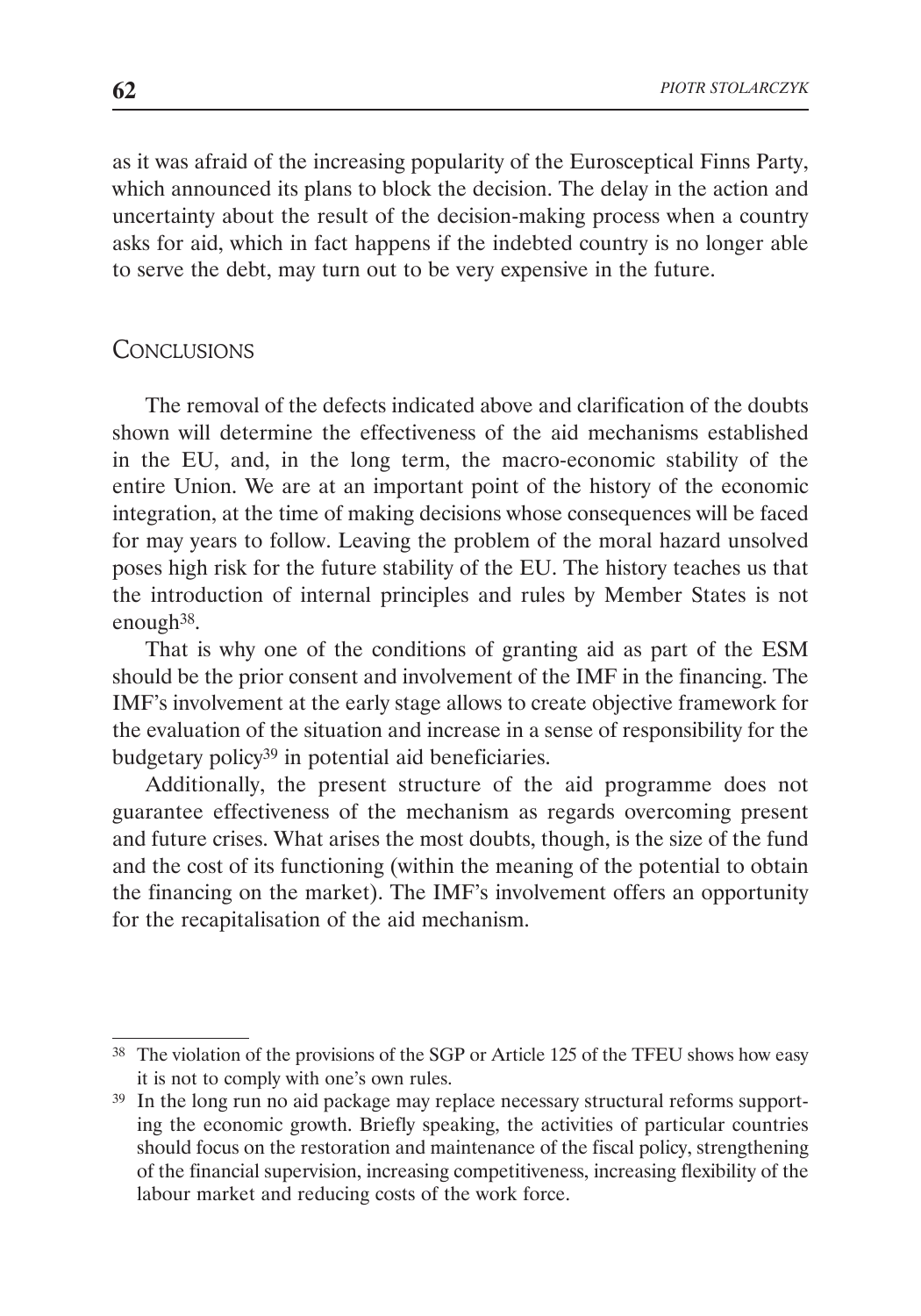as it was afraid of the increasing popularity of the Eurosceptical Finns Party, which announced its plans to block the decision. The delay in the action and uncertainty about the result of the decision-making process when a country asks for aid, which in fact happens if the indebted country is no longer able to serve the debt, may turn out to be very expensive in the future.

## Conclusions

The removal of the defects indicated above and clarification of the doubts shown will determine the effectiveness of the aid mechanisms established in the EU, and, in the long term, the macro-economic stability of the entire Union. We are at an important point of the history of the economic integration, at the time of making decisions whose consequences will be faced for may years to follow. Leaving the problem of the moral hazard unsolved poses high risk for the future stability of the EU. The history teaches us that the introduction of internal principles and rules by Member States is not enough[38].

That is why one of the conditions of granting aid as part of the ESM should be the prior consent and involvement of the IMF in the financing. The IMF's involvement at the early stage allows to create objective framework for the evaluation of the situation and increase in a sense of responsibility for the budgetary policy[39] in potential aid beneficiaries.

Additionally, the present structure of the aid programme does not guarantee effectiveness of the mechanism as regards overcoming present and future crises. What arises the most doubts, though, is the size of the fund and the cost of its functioning (within the meaning of the potential to obtain the financing on the market). The IMF's involvement offers an opportunity for the recapitalisation of the aid mechanism.

---

[38] The violation of the provisions of the SGP or Article 125 of the TFEU shows how easy it is not to comply with one's own rules.

[39] In the long run no aid package may replace necessary structural reforms supporting the economic growth. Briefly speaking, the activities of particular countries should focus on the restoration and maintenance of the fiscal policy, strengthening of the financial supervision, increasing competitiveness, increasing flexibility of the labour market and reducing costs of the work force.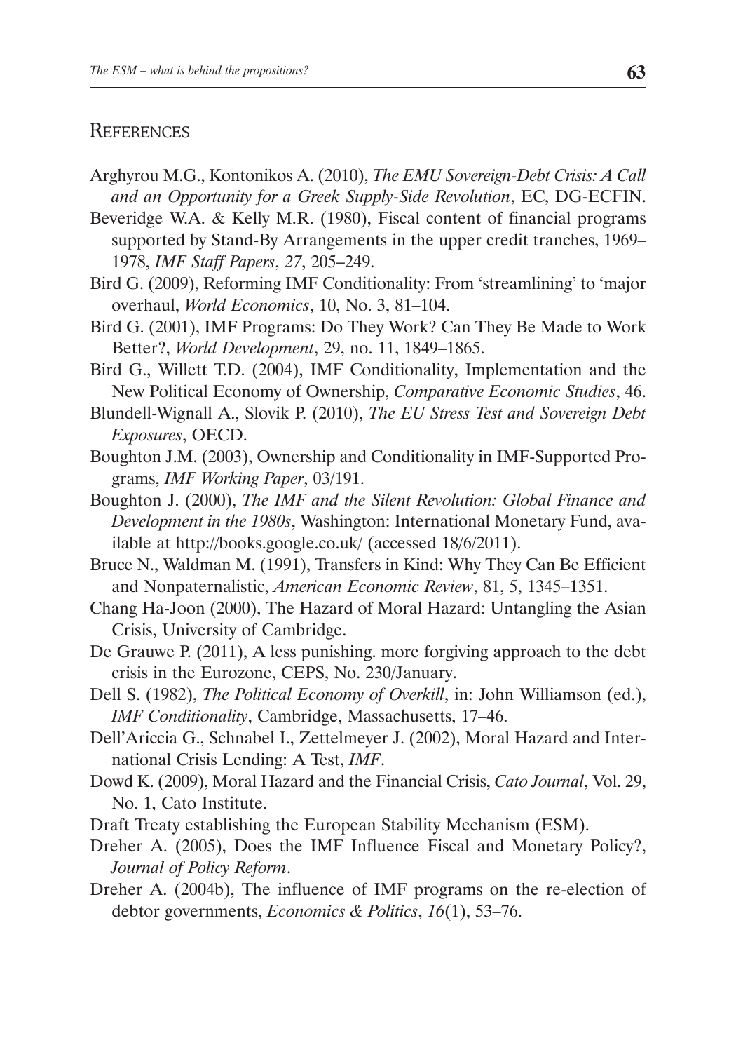## References

Arghyrou M.G., Kontonikos A. (2010), *The EMU Sovereign-Debt Crisis: A Call and an Opportunity for a Greek Supply-Side Revolution*, EC, DG-ECFIN.

Beveridge W.A. & Kelly M.R. (1980), Fiscal content of financial programs supported by Stand-By Arrangements in the upper credit tranches, 1969–1978, *IMF Staff Papers*, *27*, 205–249.

Bird G. (2009), Reforming IMF Conditionality: From 'streamlining' to 'major overhaul, *World Economics*, 10, No. 3, 81–104.

Bird G. (2001), IMF Programs: Do They Work? Can They Be Made to Work Better?, *World Development*, 29, no. 11, 1849–1865.

Bird G., Willett T.D. (2004), IMF Conditionality, Implementation and the New Political Economy of Ownership, *Comparative Economic Studies*, 46.

Blundell-Wignall A., Slovik P. (2010), *The EU Stress Test and Sovereign Debt Exposures*, OECD.

Boughton J.M. (2003), Ownership and Conditionality in IMF-Supported Programs, *IMF Working Paper*, 03/191.

Boughton J. (2000), *The IMF and the Silent Revolution: Global Finance and Development in the 1980s*, Washington: International Monetary Fund, available at http://books.google.co.uk/ (accessed 18/6/2011).

Bruce N., Waldman M. (1991), Transfers in Kind: Why They Can Be Efficient and Nonpaternalistic, *American Economic Review*, 81, 5, 1345–1351.

Chang Ha-Joon (2000), The Hazard of Moral Hazard: Untangling the Asian Crisis, University of Cambridge.

De Grauwe P. (2011), A less punishing. more forgiving approach to the debt crisis in the Eurozone, CEPS, No. 230/January.

Dell S. (1982), *The Political Economy of Overkill*, in: John Williamson (ed.), *IMF Conditionality*, Cambridge, Massachusetts, 17–46.

Dell'Ariccia G., Schnabel I., Zettelmeyer J. (2002), Moral Hazard and International Crisis Lending: A Test, *IMF*.

Dowd K. (2009), Moral Hazard and the Financial Crisis, *Cato Journal*, Vol. 29, No. 1, Cato Institute.

Draft Treaty establishing the European Stability Mechanism (ESM).

Dreher A. (2005), Does the IMF Influence Fiscal and Monetary Policy?, *Journal of Policy Reform*.

Dreher A. (2004b), The influence of IMF programs on the re-election of debtor governments, *Economics & Politics*, *16*(1), 53–76.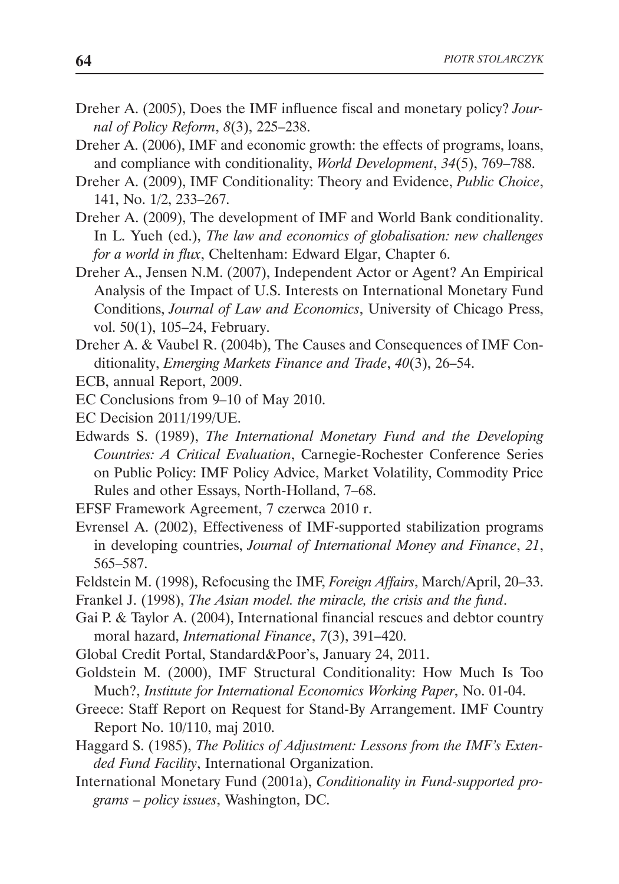Dreher A. (2005), Does the IMF influence fiscal and monetary policy? *Journal of Policy Reform*, *8*(3), 225–238.

Dreher A. (2006), IMF and economic growth: the effects of programs, loans, and compliance with conditionality, *World Development*, *34*(5), 769–788.

Dreher A. (2009), IMF Conditionality: Theory and Evidence, *Public Choice*, 141, No. 1/2, 233–267.

Dreher A. (2009), The development of IMF and World Bank conditionality. In L. Yueh (ed.), *The law and economics of globalisation: new challenges for a world in flux*, Cheltenham: Edward Elgar, Chapter 6.

Dreher A., Jensen N.M. (2007), Independent Actor or Agent? An Empirical Analysis of the Impact of U.S. Interests on International Monetary Fund Conditions, *Journal of Law and Economics*, University of Chicago Press, vol. 50(1), 105–24, February.

Dreher A. & Vaubel R. (2004b), The Causes and Consequences of IMF Conditionality, *Emerging Markets Finance and Trade*, *40*(3), 26–54.

ECB, annual Report, 2009.

EC Conclusions from 9–10 of May 2010.

EC Decision 2011/199/UE.

Edwards S. (1989), *The International Monetary Fund and the Developing Countries: A Critical Evaluation*, Carnegie-Rochester Conference Series on Public Policy: IMF Policy Advice, Market Volatility, Commodity Price Rules and other Essays, North-Holland, 7–68.

EFSF Framework Agreement, 7 czerwca 2010 r.

Evrensel A. (2002), Effectiveness of IMF-supported stabilization programs in developing countries, *Journal of International Money and Finance*, *21*, 565–587.

Feldstein M. (1998), Refocusing the IMF, *Foreign Affairs*, March/April, 20–33.

Frankel J. (1998), *The Asian model. the miracle, the crisis and the fund*.

Gai P. & Taylor A. (2004), International financial rescues and debtor country moral hazard, *International Finance*, *7*(3), 391–420.

Global Credit Portal, Standard&Poor's, January 24, 2011.

Goldstein M. (2000), IMF Structural Conditionality: How Much Is Too Much?, *Institute for International Economics Working Paper*, No. 01-04.

Greece: Staff Report on Request for Stand-By Arrangement. IMF Country Report No. 10/110, maj 2010.

Haggard S. (1985), *The Politics of Adjustment: Lessons from the IMF's Extended Fund Facility*, International Organization.

International Monetary Fund (2001a), *Conditionality in Fund-supported programs – policy issues*, Washington, DC.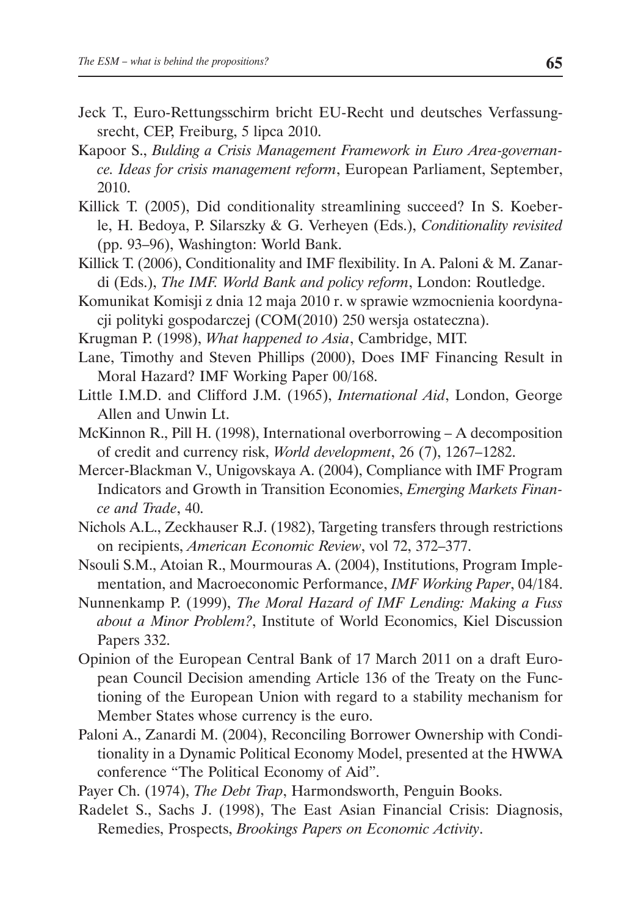Jeck T., Euro-Rettungsschirm bricht EU-Recht und deutsches Verfassungsrecht, CEP, Freiburg, 5 lipca 2010.

Kapoor S., *Bulding a Crisis Management Framework in Euro Area-governance. Ideas for crisis management reform*, European Parliament, September, 2010.

Killick T. (2005), Did conditionality streamlining succeed? In S. Koeberle, H. Bedoya, P. Silarszky & G. Verheyen (Eds.), *Conditionality revisited* (pp. 93–96), Washington: World Bank.

Killick T. (2006), Conditionality and IMF flexibility. In A. Paloni & M. Zanardi (Eds.), *The IMF. World Bank and policy reform*, London: Routledge.

Komunikat Komisji z dnia 12 maja 2010 r. w sprawie wzmocnienia koordynacji polityki gospodarczej (COM(2010) 250 wersja ostateczna).

Krugman P. (1998), *What happened to Asia*, Cambridge, MIT.

Lane, Timothy and Steven Phillips (2000), Does IMF Financing Result in Moral Hazard? IMF Working Paper 00/168.

Little I.M.D. and Clifford J.M. (1965), *International Aid*, London, George Allen and Unwin Lt.

McKinnon R., Pill H. (1998), International overborrowing – A decomposition of credit and currency risk, *World development*, 26 (7), 1267–1282.

Mercer-Blackman V., Unigovskaya A. (2004), Compliance with IMF Program Indicators and Growth in Transition Economies, *Emerging Markets Finance and Trade*, 40.

Nichols A.L., Zeckhauser R.J. (1982), Targeting transfers through restrictions on recipients, *American Economic Review*, vol 72, 372–377.

Nsouli S.M., Atoian R., Mourmouras A. (2004), Institutions, Program Implementation, and Macroeconomic Performance, *IMF Working Paper*, 04/184.

Nunnenkamp P. (1999), *The Moral Hazard of IMF Lending: Making a Fuss about a Minor Problem?*, Institute of World Economics, Kiel Discussion Papers 332.

Opinion of the European Central Bank of 17 March 2011 on a draft European Council Decision amending Article 136 of the Treaty on the Functioning of the European Union with regard to a stability mechanism for Member States whose currency is the euro.

Paloni A., Zanardi M. (2004), Reconciling Borrower Ownership with Conditionality in a Dynamic Political Economy Model, presented at the HWWA conference "The Political Economy of Aid".

Payer Ch. (1974), *The Debt Trap*, Harmondsworth, Penguin Books.

Radelet S., Sachs J. (1998), The East Asian Financial Crisis: Diagnosis, Remedies, Prospects, *Brookings Papers on Economic Activity*.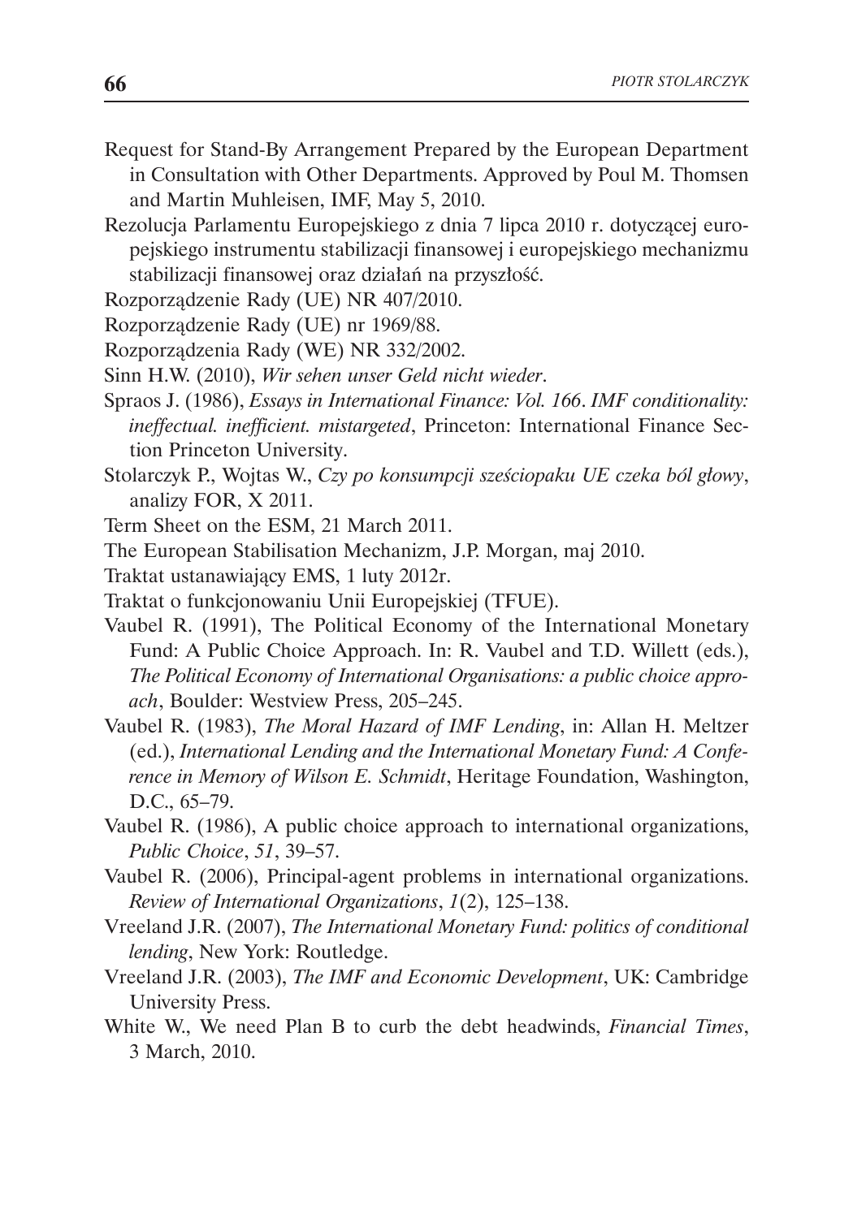Request for Stand-By Arrangement Prepared by the European Department in Consultation with Other Departments. Approved by Poul M. Thomsen and Martin Muhleisen, IMF, May 5, 2010.

Rezolucja Parlamentu Europejskiego z dnia 7 lipca 2010 r. dotyczącej europejskiego instrumentu stabilizacji finansowej i europejskiego mechanizmu stabilizacji finansowej oraz działań na przyszłość.

Rozporządzenie Rady (UE) NR 407/2010.

Rozporządzenie Rady (UE) nr 1969/88.

Rozporządzenia Rady (WE) NR 332/2002.

Sinn H.W. (2010), *Wir sehen unser Geld nicht wieder*.

Spraos J. (1986), *Essays in International Finance: Vol. 166. IMF conditionality: ineffectual. inefficient. mistargeted*, Princeton: International Finance Section Princeton University.

Stolarczyk P., Wojtas W., *Czy po konsumpcji sześciopaku UE czeka ból głowy*, analizy FOR, X 2011.

Term Sheet on the ESM, 21 March 2011.

The European Stabilisation Mechanizm, J.P. Morgan, maj 2010.

Traktat ustanawiający EMS, 1 luty 2012r.

Traktat o funkcjonowaniu Unii Europejskiej (TFUE).

Vaubel R. (1991), The Political Economy of the International Monetary Fund: A Public Choice Approach. In: R. Vaubel and T.D. Willett (eds.), *The Political Economy of International Organisations: a public choice approach*, Boulder: Westview Press, 205–245.

Vaubel R. (1983), *The Moral Hazard of IMF Lending*, in: Allan H. Meltzer (ed.), *International Lending and the International Monetary Fund: A Conference in Memory of Wilson E. Schmidt*, Heritage Foundation, Washington, D.C., 65–79.

Vaubel R. (1986), A public choice approach to international organizations, *Public Choice*, *51*, 39–57.

Vaubel R. (2006), Principal-agent problems in international organizations. *Review of International Organizations*, *1*(2), 125–138.

Vreeland J.R. (2007), *The International Monetary Fund: politics of conditional lending*, New York: Routledge.

Vreeland J.R. (2003), *The IMF and Economic Development*, UK: Cambridge University Press.

White W., We need Plan B to curb the debt headwinds, *Financial Times*, 3 March, 2010.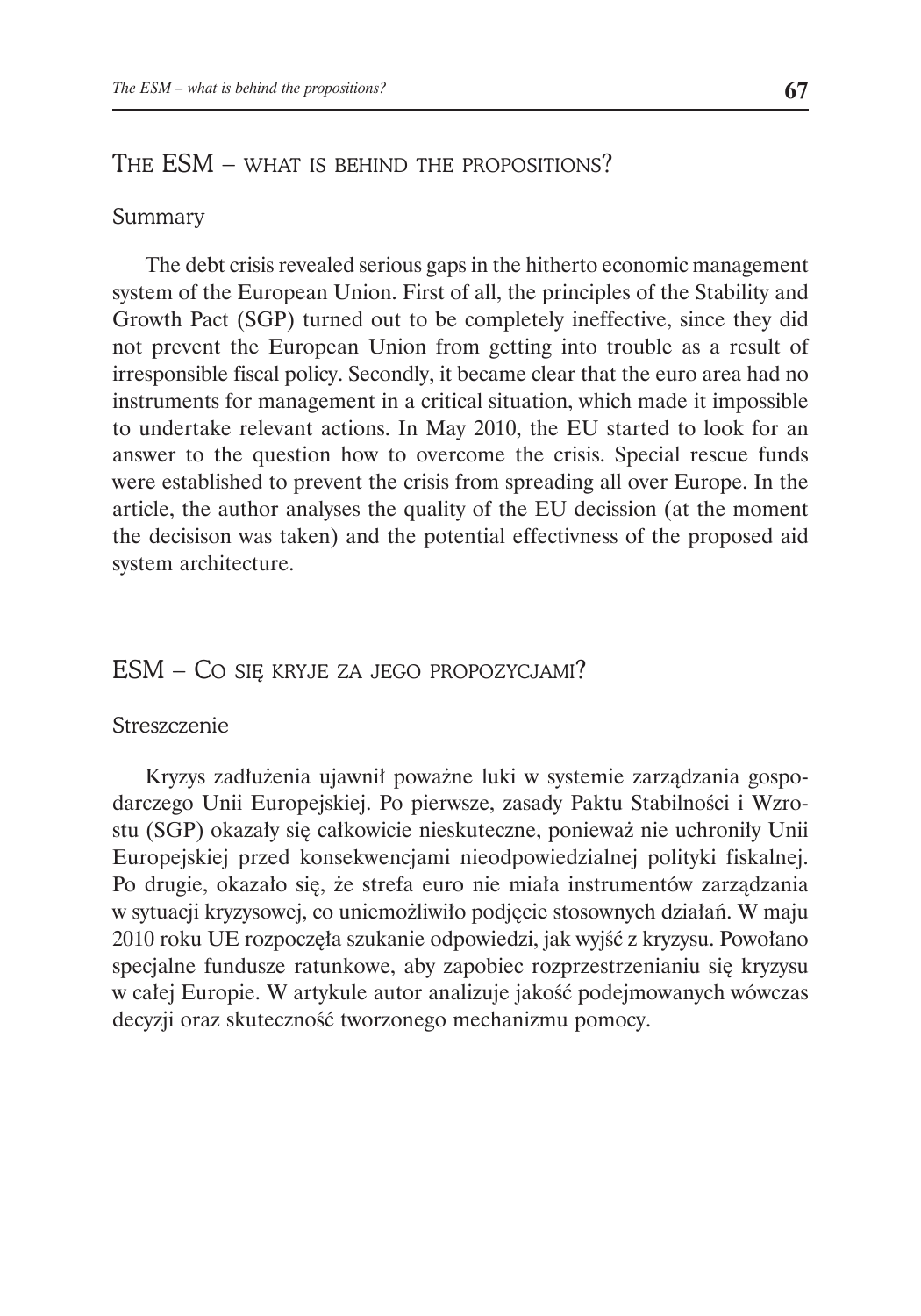## The ESM – what is behind the propositions?

### Summary

The debt crisis revealed serious gaps in the hitherto economic management system of the European Union. First of all, the principles of the Stability and Growth Pact (SGP) turned out to be completely ineffective, since they did not prevent the European Union from getting into trouble as a result of irresponsible fiscal policy. Secondly, it became clear that the euro area had no instruments for management in a critical situation, which made it impossible to undertake relevant actions. In May 2010, the EU started to look for an answer to the question how to overcome the crisis. Special rescue funds were established to prevent the crisis from spreading all over Europe. In the article, the author analyses the quality of the EU decission (at the moment the decisison was taken) and the potential effectivness of the proposed aid system architecture.

## ESM – Co się kryje za jego propozycjami?

### Streszczenie

Kryzys zadłużenia ujawnił poważne luki w systemie zarządzania gospodarczego Unii Europejskiej. Po pierwsze, zasady Paktu Stabilności i Wzrostu (SGP) okazały się całkowicie nieskuteczne, ponieważ nie uchroniły Unii Europejskiej przed konsekwencjami nieodpowiedzialnej polityki fiskalnej. Po drugie, okazało się, że strefa euro nie miała instrumentów zarządzania w sytuacji kryzysowej, co uniemożliwiło podjęcie stosownych działań. W maju 2010 roku UE rozpoczęła szukanie odpowiedzi, jak wyjść z kryzysu. Powołano specjalne fundusze ratunkowe, aby zapobiec rozprzestrzenianiu się kryzysu w całej Europie. W artykule autor analizuje jakość podejmowanych wówczas decyzji oraz skuteczność tworzonego mechanizmu pomocy.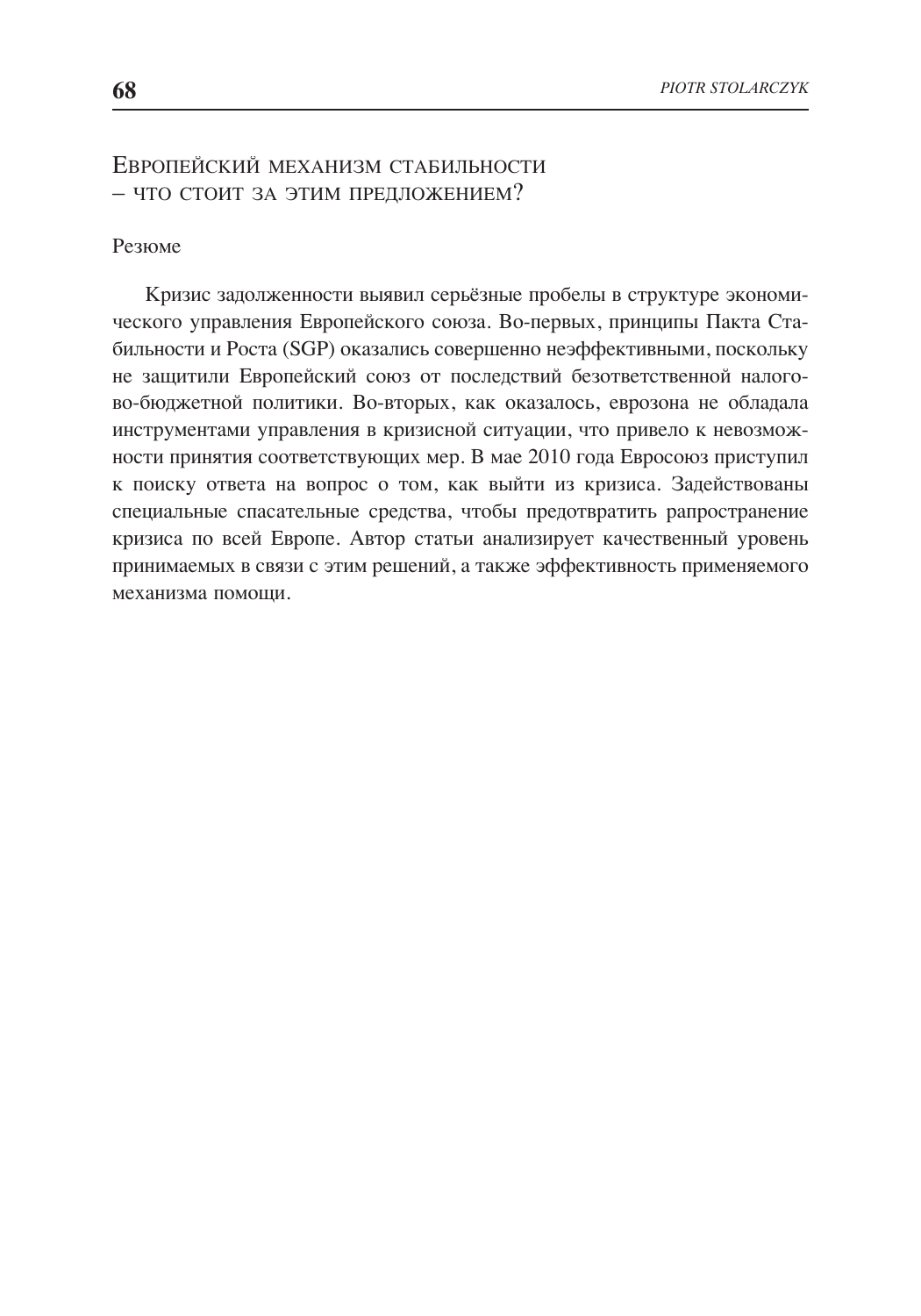## Европейский механизм стабильности – что стоит за этим предложением?

Резюме

Кризис задолженности выявил серьёзные пробелы в структуре экономического управления Европейского союза. Во-первых, принципы Пакта Стабильности и Роста (SGP) оказались совершенно неэффективными, поскольку не защитили Европейский союз от последствий безответственной налогово-бюджетной политики. Во-вторых, как оказалось, еврозона не обладала инструментами управления в кризисной ситуации, что привело к невозможности принятия соответствующих мер. В мае 2010 года Евросоюз приступил к поиску ответа на вопрос о том, как выйти из кризиса. Задействованы специальные спасательные средства, чтобы предотвратить распространение кризиса по всей Европе. Автор статьи анализирует качественный уровень принимаемых в связи с этим решений, а также эффективность применяемого механизма помощи.